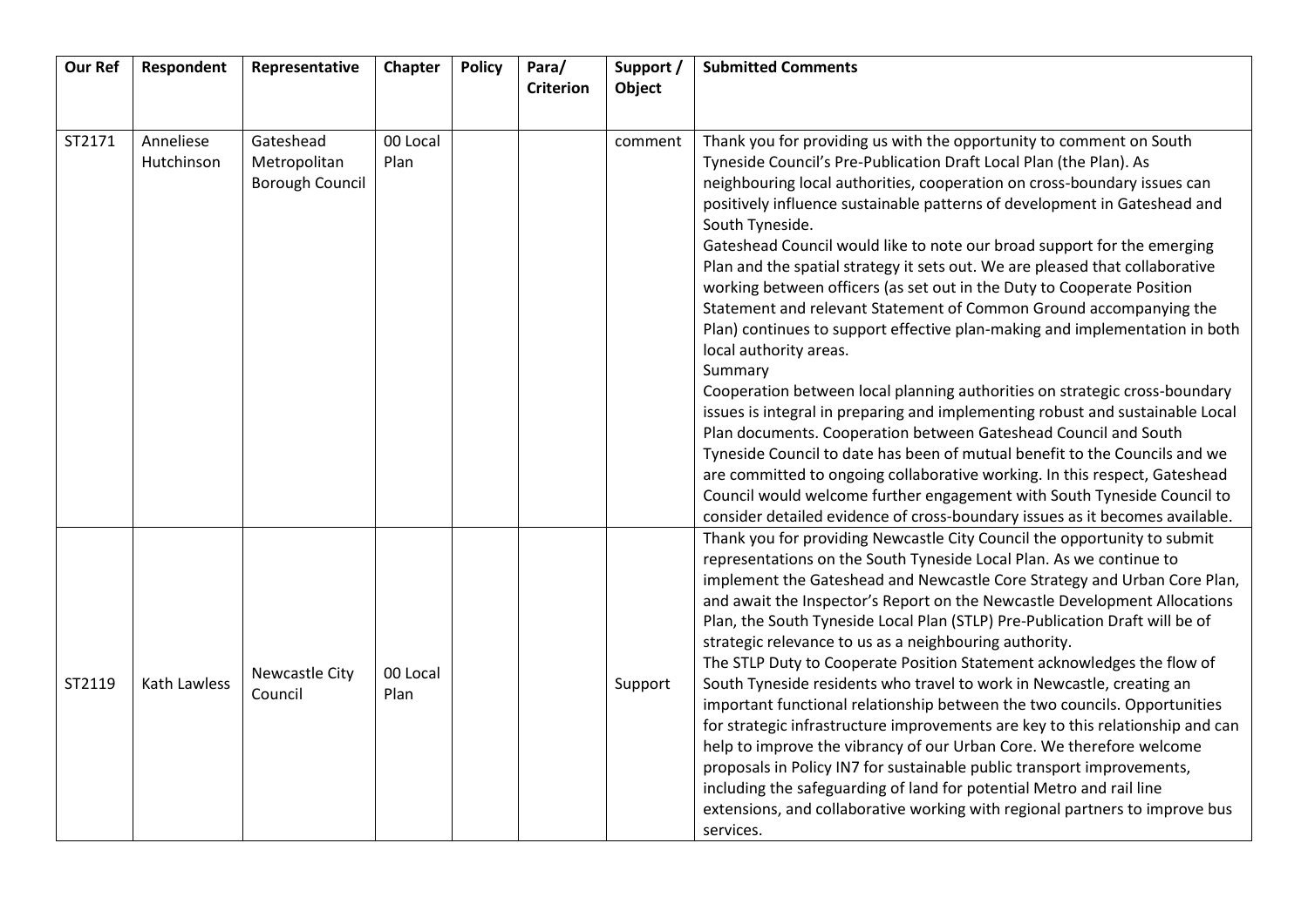| Our Ref | Respondent | Representative | Chapter | Policy | Para/ Criterion | Support / Object | Submitted Comments |
|---|---|---|---|---|---|---|---|
| ST2171 | Anneliese Hutchinson | Gateshead Metropolitan Borough Council | 00 Local Plan | | | comment | Thank you for providing us with the opportunity to comment on South Tyneside Council's Pre-Publication Draft Local Plan (the Plan). As neighbouring local authorities, cooperation on cross-boundary issues can positively influence sustainable patterns of development in Gateshead and South Tyneside.<br>Gateshead Council would like to note our broad support for the emerging Plan and the spatial strategy it sets out. We are pleased that collaborative working between officers (as set out in the Duty to Cooperate Position Statement and relevant Statement of Common Ground accompanying the Plan) continues to support effective plan-making and implementation in both local authority areas.<br>Summary<br>Cooperation between local planning authorities on strategic cross-boundary issues is integral in preparing and implementing robust and sustainable Local Plan documents. Cooperation between Gateshead Council and South Tyneside Council to date has been of mutual benefit to the Councils and we are committed to ongoing collaborative working. In this respect, Gateshead Council would welcome further engagement with South Tyneside Council to consider detailed evidence of cross-boundary issues as it becomes available. |
| ST2119 | Kath Lawless | Newcastle City Council | 00 Local Plan | | | Support | Thank you for providing Newcastle City Council the opportunity to submit representations on the South Tyneside Local Plan. As we continue to implement the Gateshead and Newcastle Core Strategy and Urban Core Plan, and await the Inspector's Report on the Newcastle Development Allocations Plan, the South Tyneside Local Plan (STLP) Pre-Publication Draft will be of strategic relevance to us as a neighbouring authority.<br>The STLP Duty to Cooperate Position Statement acknowledges the flow of South Tyneside residents who travel to work in Newcastle, creating an important functional relationship between the two councils. Opportunities for strategic infrastructure improvements are key to this relationship and can help to improve the vibrancy of our Urban Core. We therefore welcome proposals in Policy IN7 for sustainable public transport improvements, including the safeguarding of land for potential Metro and rail line extensions, and collaborative working with regional partners to improve bus services. |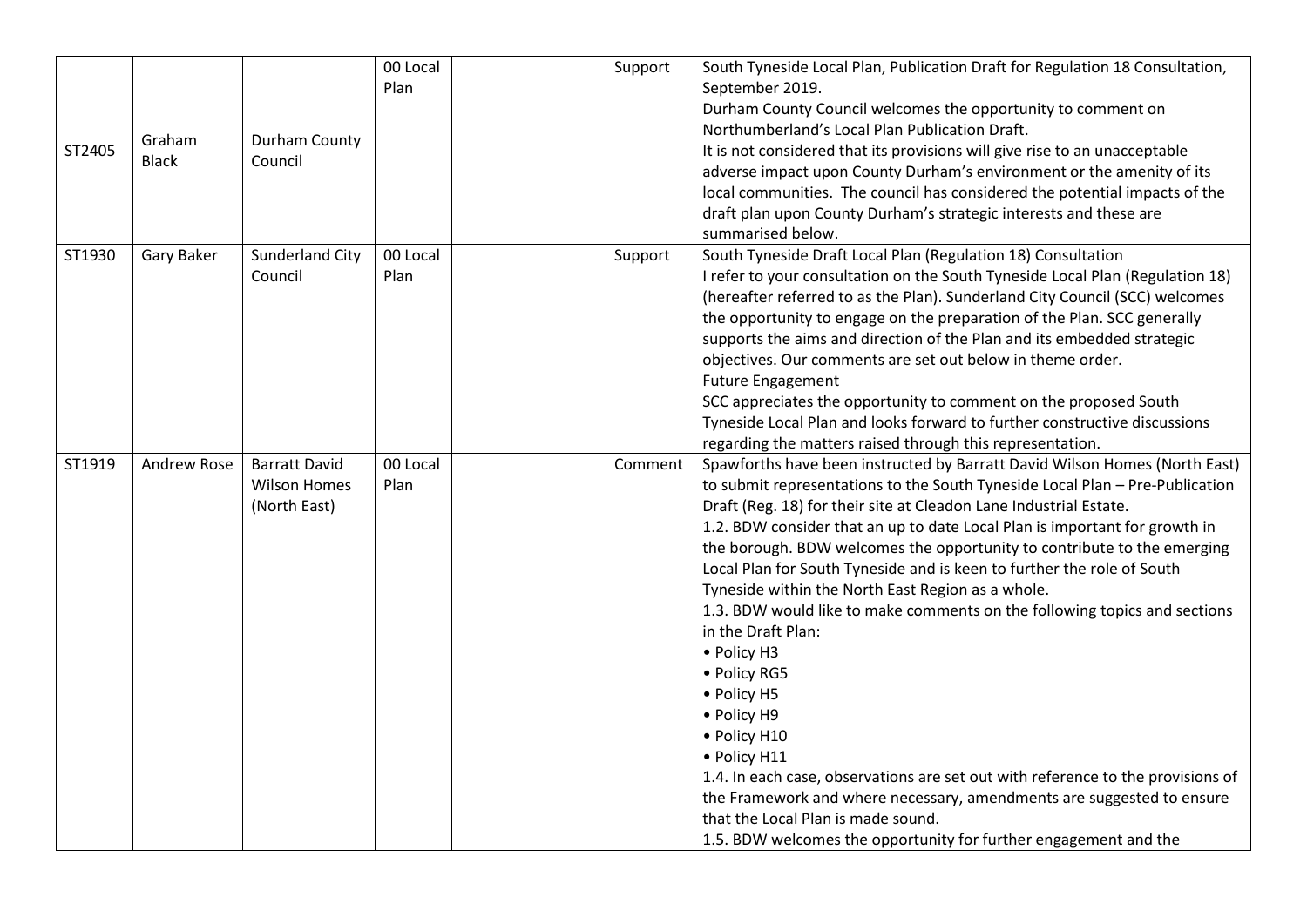| | | | | | | | |
|---|---|---|---|---|---|---|---|
| ST2405 | Graham Black | Durham County Council | 00 Local Plan | | | Support | South Tyneside Local Plan, Publication Draft for Regulation 18 Consultation, September 2019.<br>Durham County Council welcomes the opportunity to comment on Northumberland's Local Plan Publication Draft.<br>It is not considered that its provisions will give rise to an unacceptable adverse impact upon County Durham's environment or the amenity of its local communities. The council has considered the potential impacts of the draft plan upon County Durham's strategic interests and these are summarised below. |
| ST1930 | Gary Baker | Sunderland City Council | 00 Local Plan | | | Support | South Tyneside Draft Local Plan (Regulation 18) Consultation<br>I refer to your consultation on the South Tyneside Local Plan (Regulation 18) (hereafter referred to as the Plan). Sunderland City Council (SCC) welcomes the opportunity to engage on the preparation of the Plan. SCC generally supports the aims and direction of the Plan and its embedded strategic objectives. Our comments are set out below in theme order.<br>Future Engagement<br>SCC appreciates the opportunity to comment on the proposed South Tyneside Local Plan and looks forward to further constructive discussions regarding the matters raised through this representation. |
| ST1919 | Andrew Rose | Barratt David Wilson Homes (North East) | 00 Local Plan | | | Comment | Spawforths have been instructed by Barratt David Wilson Homes (North East) to submit representations to the South Tyneside Local Plan – Pre-Publication Draft (Reg. 18) for their site at Cleadon Lane Industrial Estate.<br>1.2. BDW consider that an up to date Local Plan is important for growth in the borough. BDW welcomes the opportunity to contribute to the emerging Local Plan for South Tyneside and is keen to further the role of South Tyneside within the North East Region as a whole.<br>1.3. BDW would like to make comments on the following topics and sections in the Draft Plan:<br>• Policy H3<br>• Policy RG5<br>• Policy H5<br>• Policy H9<br>• Policy H10<br>• Policy H11<br>1.4. In each case, observations are set out with reference to the provisions of the Framework and where necessary, amendments are suggested to ensure that the Local Plan is made sound.<br>1.5. BDW welcomes the opportunity for further engagement and the |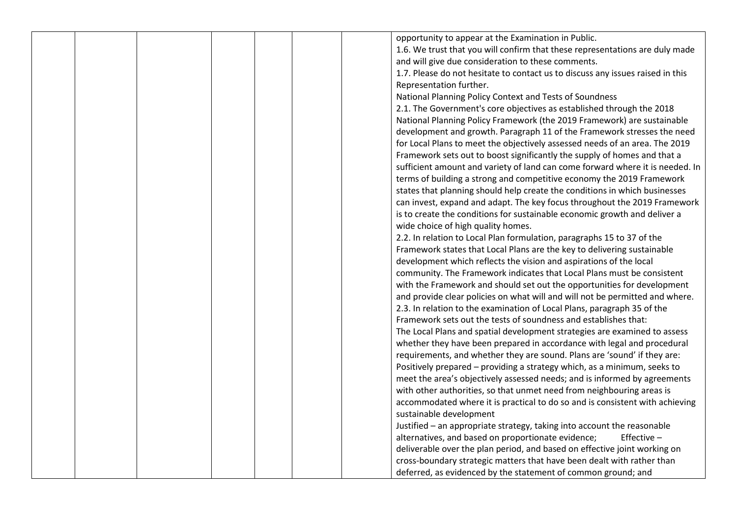| | | | | | | | |
|---|---|---|---|---|---|---|---|
| | | | | | | | opportunity to appear at the Examination in Public.<br>1.6. We trust that you will confirm that these representations are duly made and will give due consideration to these comments.<br>1.7. Please do not hesitate to contact us to discuss any issues raised in this Representation further.<br>National Planning Policy Context and Tests of Soundness<br>2.1. The Government's core objectives as established through the 2018 National Planning Policy Framework (the 2019 Framework) are sustainable development and growth. Paragraph 11 of the Framework stresses the need for Local Plans to meet the objectively assessed needs of an area. The 2019 Framework sets out to boost significantly the supply of homes and that a sufficient amount and variety of land can come forward where it is needed. In terms of building a strong and competitive economy the 2019 Framework states that planning should help create the conditions in which businesses can invest, expand and adapt. The key focus throughout the 2019 Framework is to create the conditions for sustainable economic growth and deliver a wide choice of high quality homes.<br>2.2. In relation to Local Plan formulation, paragraphs 15 to 37 of the Framework states that Local Plans are the key to delivering sustainable development which reflects the vision and aspirations of the local community. The Framework indicates that Local Plans must be consistent with the Framework and should set out the opportunities for development and provide clear policies on what will and will not be permitted and where.<br>2.3. In relation to the examination of Local Plans, paragraph 35 of the Framework sets out the tests of soundness and establishes that:<br>The Local Plans and spatial development strategies are examined to assess whether they have been prepared in accordance with legal and procedural requirements, and whether they are sound. Plans are 'sound' if they are:<br>Positively prepared – providing a strategy which, as a minimum, seeks to meet the area's objectively assessed needs; and is informed by agreements with other authorities, so that unmet need from neighbouring areas is accommodated where it is practical to do so and is consistent with achieving sustainable development<br>Justified – an appropriate strategy, taking into account the reasonable alternatives, and based on proportionate evidence; Effective – deliverable over the plan period, and based on effective joint working on cross-boundary strategic matters that have been dealt with rather than deferred, as evidenced by the statement of common ground; and |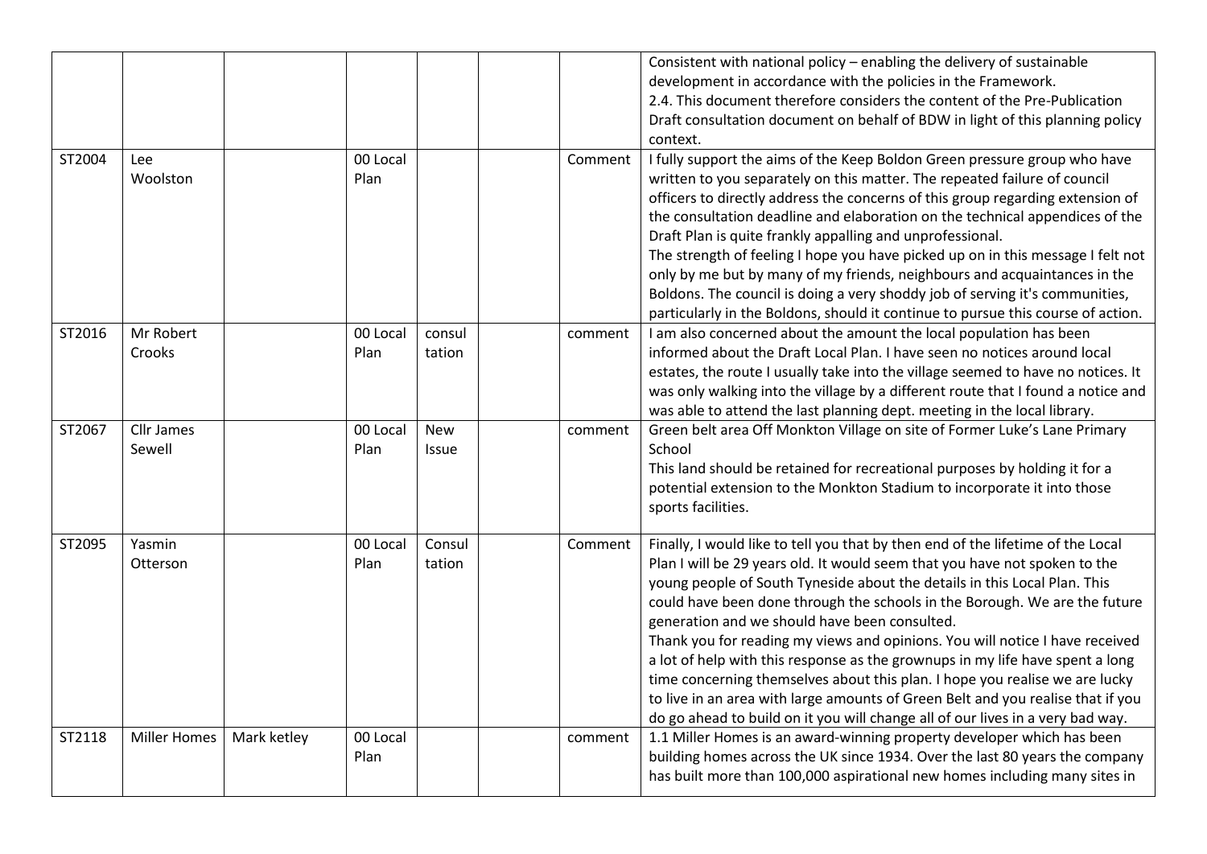| | | | | | | | |
|---|---|---|---|---|---|---|---|
| | | | | | | | Consistent with national policy – enabling the delivery of sustainable development in accordance with the policies in the Framework.<br>2.4. This document therefore considers the content of the Pre-Publication Draft consultation document on behalf of BDW in light of this planning policy context. |
| ST2004 | Lee Woolston | | 00 Local Plan | | | Comment | I fully support the aims of the Keep Boldon Green pressure group who have written to you separately on this matter. The repeated failure of council officers to directly address the concerns of this group regarding extension of the consultation deadline and elaboration on the technical appendices of the Draft Plan is quite frankly appalling and unprofessional.<br>The strength of feeling I hope you have picked up on in this message I felt not only by me but by many of my friends, neighbours and acquaintances in the Boldons. The council is doing a very shoddy job of serving it's communities, particularly in the Boldons, should it continue to pursue this course of action. |
| ST2016 | Mr Robert Crooks | | 00 Local Plan | consultation | | comment | I am also concerned about the amount the local population has been informed about the Draft Local Plan. I have seen no notices around local estates, the route I usually take into the village seemed to have no notices. It was only walking into the village by a different route that I found a notice and was able to attend the last planning dept. meeting in the local library. |
| ST2067 | Cllr James Sewell | | 00 Local Plan | New Issue | | comment | Green belt area Off Monkton Village on site of Former Luke's Lane Primary School<br>This land should be retained for recreational purposes by holding it for a potential extension to the Monkton Stadium to incorporate it into those sports facilities. |
| ST2095 | Yasmin Otterson | | 00 Local Plan | Consultation | | Comment | Finally, I would like to tell you that by then end of the lifetime of the Local Plan I will be 29 years old. It would seem that you have not spoken to the young people of South Tyneside about the details in this Local Plan. This could have been done through the schools in the Borough. We are the future generation and we should have been consulted.<br>Thank you for reading my views and opinions. You will notice I have received a lot of help with this response as the grownups in my life have spent a long time concerning themselves about this plan. I hope you realise we are lucky to live in an area with large amounts of Green Belt and you realise that if you do go ahead to build on it you will change all of our lives in a very bad way. |
| ST2118 | Miller Homes | Mark ketley | 00 Local Plan | | | comment | 1.1 Miller Homes is an award-winning property developer which has been building homes across the UK since 1934. Over the last 80 years the company has built more than 100,000 aspirational new homes including many sites in |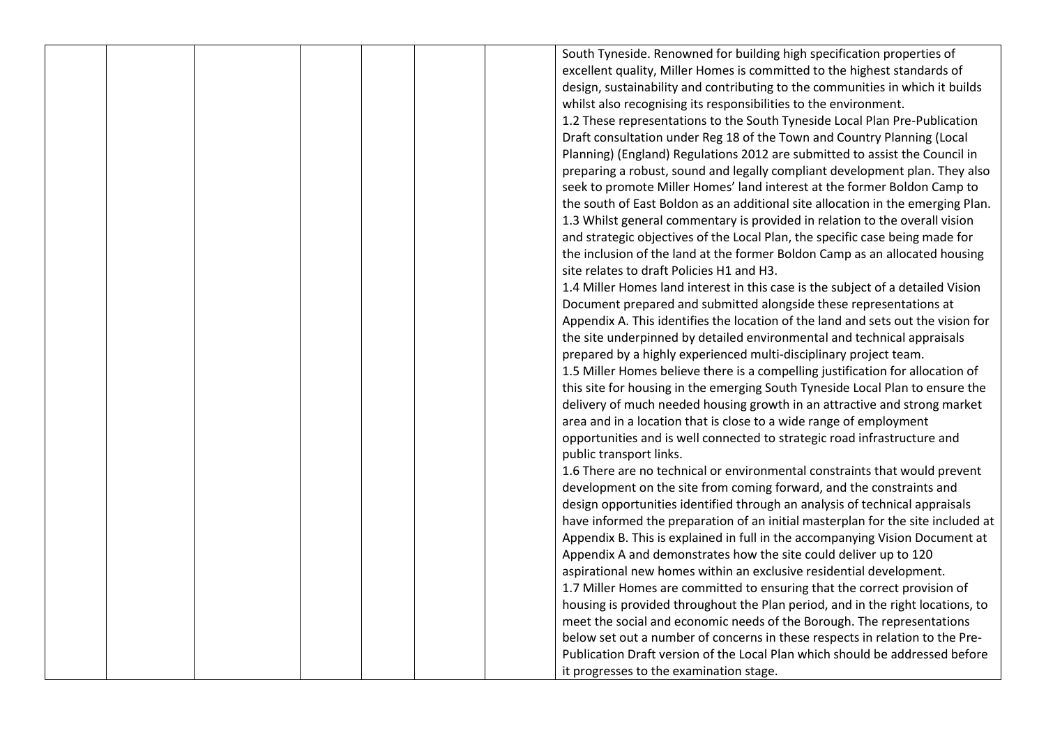| | | | | | | | |
|---|---|---|---|---|---|---|---|
| | | | | | | | South Tyneside. Renowned for building high specification properties of excellent quality, Miller Homes is committed to the highest standards of design, sustainability and contributing to the communities in which it builds whilst also recognising its responsibilities to the environment.<br>1.2 These representations to the South Tyneside Local Plan Pre-Publication Draft consultation under Reg 18 of the Town and Country Planning (Local Planning) (England) Regulations 2012 are submitted to assist the Council in preparing a robust, sound and legally compliant development plan. They also seek to promote Miller Homes' land interest at the former Boldon Camp to the south of East Boldon as an additional site allocation in the emerging Plan.<br>1.3 Whilst general commentary is provided in relation to the overall vision and strategic objectives of the Local Plan, the specific case being made for the inclusion of the land at the former Boldon Camp as an allocated housing site relates to draft Policies H1 and H3.<br>1.4 Miller Homes land interest in this case is the subject of a detailed Vision Document prepared and submitted alongside these representations at Appendix A. This identifies the location of the land and sets out the vision for the site underpinned by detailed environmental and technical appraisals prepared by a highly experienced multi-disciplinary project team.<br>1.5 Miller Homes believe there is a compelling justification for allocation of this site for housing in the emerging South Tyneside Local Plan to ensure the delivery of much needed housing growth in an attractive and strong market area and in a location that is close to a wide range of employment opportunities and is well connected to strategic road infrastructure and public transport links.<br>1.6 There are no technical or environmental constraints that would prevent development on the site from coming forward, and the constraints and design opportunities identified through an analysis of technical appraisals have informed the preparation of an initial masterplan for the site included at Appendix B. This is explained in full in the accompanying Vision Document at Appendix A and demonstrates how the site could deliver up to 120 aspirational new homes within an exclusive residential development.<br>1.7 Miller Homes are committed to ensuring that the correct provision of housing is provided throughout the Plan period, and in the right locations, to meet the social and economic needs of the Borough. The representations below set out a number of concerns in these respects in relation to the Pre-Publication Draft version of the Local Plan which should be addressed before it progresses to the examination stage. |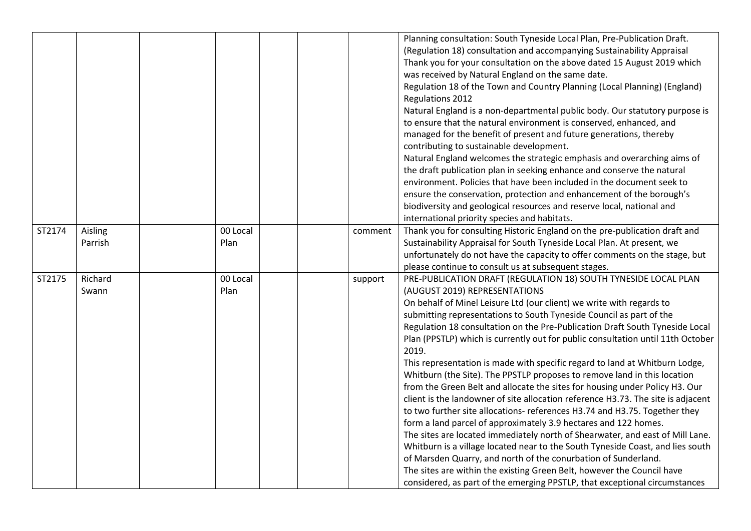| | | | | | | | |
|---|---|---|---|---|---|---|---|
| | | | | | | | Planning consultation: South Tyneside Local Plan, Pre-Publication Draft. (Regulation 18) consultation and accompanying Sustainability Appraisal<br>Thank you for your consultation on the above dated 15 August 2019 which was received by Natural England on the same date.<br>Regulation 18 of the Town and Country Planning (Local Planning) (England) Regulations 2012<br>Natural England is a non-departmental public body. Our statutory purpose is to ensure that the natural environment is conserved, enhanced, and managed for the benefit of present and future generations, thereby contributing to sustainable development.<br>Natural England welcomes the strategic emphasis and overarching aims of the draft publication plan in seeking enhance and conserve the natural environment. Policies that have been included in the document seek to ensure the conservation, protection and enhancement of the borough's biodiversity and geological resources and reserve local, national and international priority species and habitats. |
| ST2174 | Aisling Parrish | | 00 Local Plan | | | comment | Thank you for consulting Historic England on the pre-publication draft and Sustainability Appraisal for South Tyneside Local Plan. At present, we unfortunately do not have the capacity to offer comments on the stage, but please continue to consult us at subsequent stages. |
| ST2175 | Richard Swann | | 00 Local Plan | | | support | PRE-PUBLICATION DRAFT (REGULATION 18) SOUTH TYNESIDE LOCAL PLAN (AUGUST 2019) REPRESENTATIONS<br>On behalf of Minel Leisure Ltd (our client) we write with regards to submitting representations to South Tyneside Council as part of the Regulation 18 consultation on the Pre-Publication Draft South Tyneside Local Plan (PPSTLP) which is currently out for public consultation until 11th October 2019.<br>This representation is made with specific regard to land at Whitburn Lodge, Whitburn (the Site). The PPSTLP proposes to remove land in this location from the Green Belt and allocate the sites for housing under Policy H3. Our client is the landowner of site allocation reference H3.73. The site is adjacent to two further site allocations- references H3.74 and H3.75. Together they form a land parcel of approximately 3.9 hectares and 122 homes.<br>The sites are located immediately north of Shearwater, and east of Mill Lane. Whitburn is a village located near to the South Tyneside Coast, and lies south of Marsden Quarry, and north of the conurbation of Sunderland.<br>The sites are within the existing Green Belt, however the Council have considered, as part of the emerging PPSTLP, that exceptional circumstances |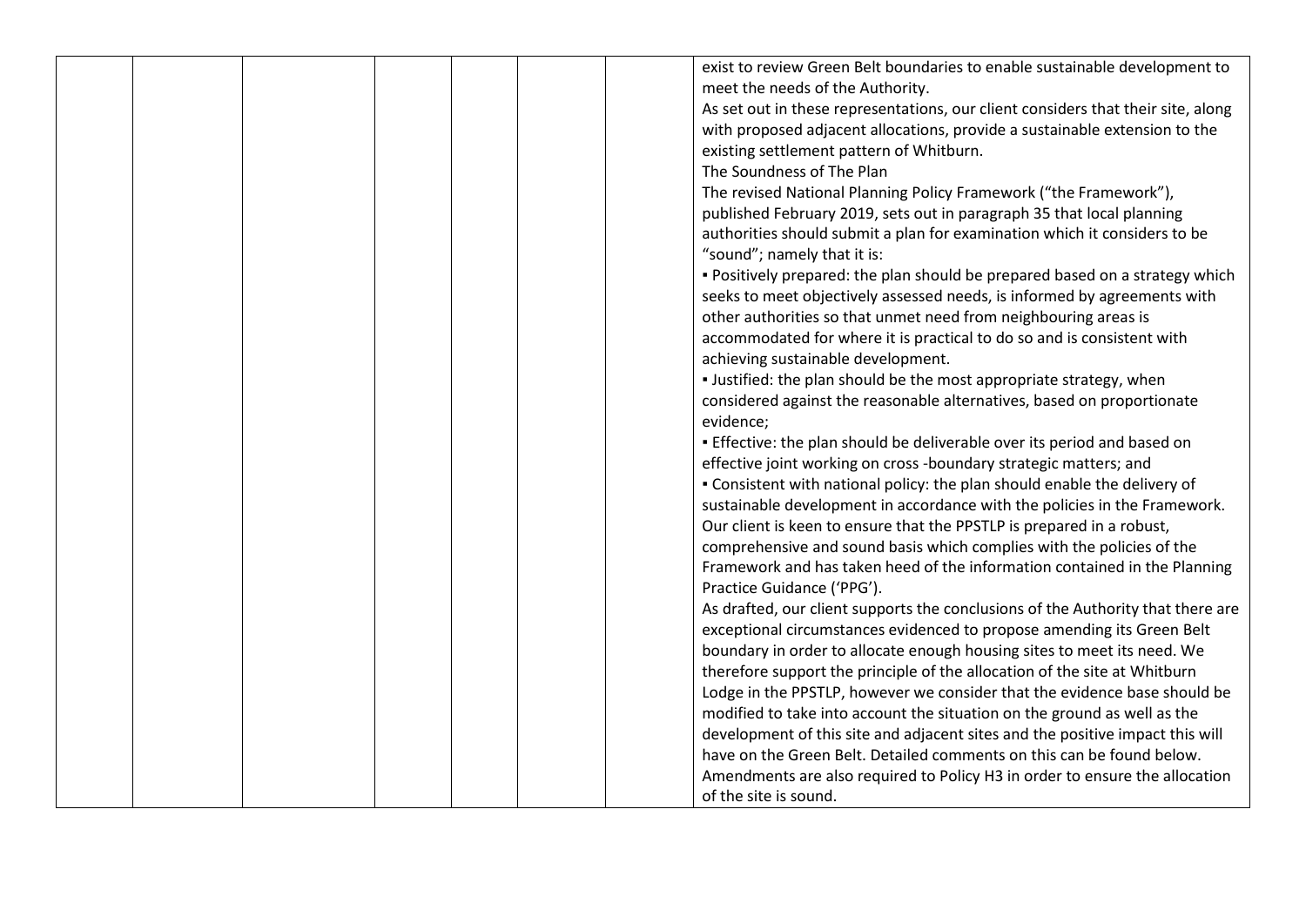| | | | | | | | |
|---|---|---|---|---|---|---|---|
| | | | | | | | exist to review Green Belt boundaries to enable sustainable development to meet the needs of the Authority.<br>As set out in these representations, our client considers that their site, along with proposed adjacent allocations, provide a sustainable extension to the existing settlement pattern of Whitburn.<br>The Soundness of The Plan<br>The revised National Planning Policy Framework ("the Framework"), published February 2019, sets out in paragraph 35 that local planning authorities should submit a plan for examination which it considers to be "sound"; namely that it is:<br>▪ Positively prepared: the plan should be prepared based on a strategy which seeks to meet objectively assessed needs, is informed by agreements with other authorities so that unmet need from neighbouring areas is accommodated for where it is practical to do so and is consistent with achieving sustainable development.<br>▪ Justified: the plan should be the most appropriate strategy, when considered against the reasonable alternatives, based on proportionate evidence;<br>▪ Effective: the plan should be deliverable over its period and based on effective joint working on cross -boundary strategic matters; and<br>▪ Consistent with national policy: the plan should enable the delivery of sustainable development in accordance with the policies in the Framework.<br>Our client is keen to ensure that the PPSTLP is prepared in a robust, comprehensive and sound basis which complies with the policies of the Framework and has taken heed of the information contained in the Planning Practice Guidance ('PPG').<br>As drafted, our client supports the conclusions of the Authority that there are exceptional circumstances evidenced to propose amending its Green Belt boundary in order to allocate enough housing sites to meet its need. We therefore support the principle of the allocation of the site at Whitburn Lodge in the PPSTLP, however we consider that the evidence base should be modified to take into account the situation on the ground as well as the development of this site and adjacent sites and the positive impact this will have on the Green Belt. Detailed comments on this can be found below.<br>Amendments are also required to Policy H3 in order to ensure the allocation of the site is sound. |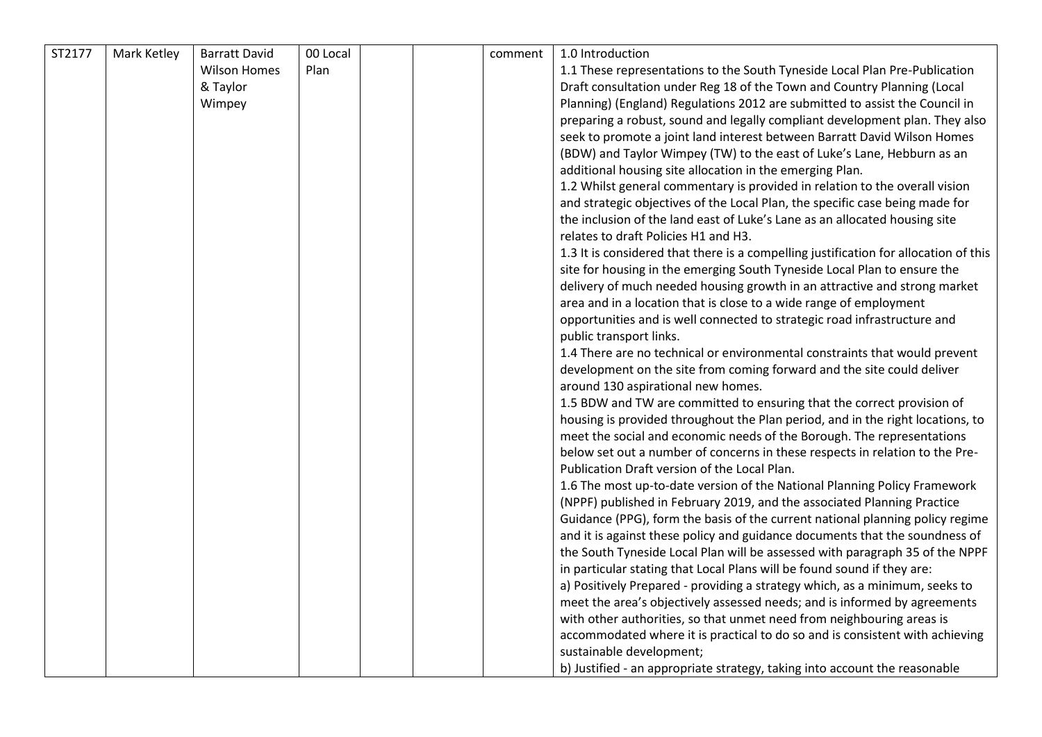| ST2177 | Mark Ketley | Barratt David Wilson Homes & Taylor Wimpey | 00 Local Plan | | | comment | 1.0 Introduction<br>1.1 These representations to the South Tyneside Local Plan Pre-Publication Draft consultation under Reg 18 of the Town and Country Planning (Local Planning) (England) Regulations 2012 are submitted to assist the Council in preparing a robust, sound and legally compliant development plan. They also seek to promote a joint land interest between Barratt David Wilson Homes (BDW) and Taylor Wimpey (TW) to the east of Luke's Lane, Hebburn as an additional housing site allocation in the emerging Plan.<br>1.2 Whilst general commentary is provided in relation to the overall vision and strategic objectives of the Local Plan, the specific case being made for the inclusion of the land east of Luke's Lane as an allocated housing site relates to draft Policies H1 and H3.<br>1.3 It is considered that there is a compelling justification for allocation of this site for housing in the emerging South Tyneside Local Plan to ensure the delivery of much needed housing growth in an attractive and strong market area and in a location that is close to a wide range of employment opportunities and is well connected to strategic road infrastructure and public transport links.<br>1.4 There are no technical or environmental constraints that would prevent development on the site from coming forward and the site could deliver around 130 aspirational new homes.<br>1.5 BDW and TW are committed to ensuring that the correct provision of housing is provided throughout the Plan period, and in the right locations, to meet the social and economic needs of the Borough. The representations below set out a number of concerns in these respects in relation to the Pre-Publication Draft version of the Local Plan.<br>1.6 The most up-to-date version of the National Planning Policy Framework (NPPF) published in February 2019, and the associated Planning Practice Guidance (PPG), form the basis of the current national planning policy regime and it is against these policy and guidance documents that the soundness of the South Tyneside Local Plan will be assessed with paragraph 35 of the NPPF in particular stating that Local Plans will be found sound if they are:<br>a) Positively Prepared - providing a strategy which, as a minimum, seeks to meet the area's objectively assessed needs; and is informed by agreements with other authorities, so that unmet need from neighbouring areas is accommodated where it is practical to do so and is consistent with achieving sustainable development;<br>b) Justified - an appropriate strategy, taking into account the reasonable |
|---|---|---|---|---|---|---|---|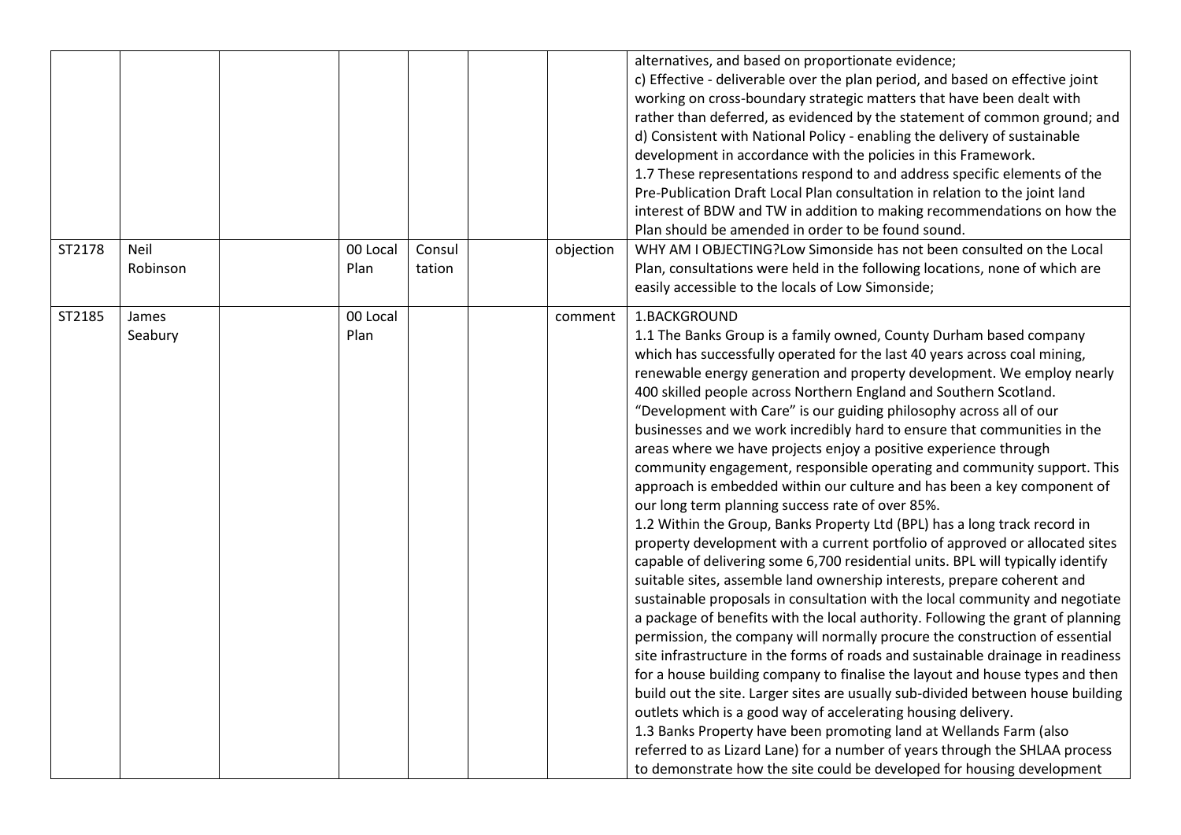|  |  |  |  |  |  |  |  |
|---|---|---|---|---|---|---|---|
|  |  |  |  |  |  |  | alternatives, and based on proportionate evidence;<br>c) Effective - deliverable over the plan period, and based on effective joint working on cross-boundary strategic matters that have been dealt with rather than deferred, as evidenced by the statement of common ground; and<br>d) Consistent with National Policy - enabling the delivery of sustainable development in accordance with the policies in this Framework.<br>1.7 These representations respond to and address specific elements of the Pre-Publication Draft Local Plan consultation in relation to the joint land interest of BDW and TW in addition to making recommendations on how the Plan should be amended in order to be found sound. |
| ST2178 | Neil Robinson |  | 00 Local Plan | Consultation |  | objection | WHY AM I OBJECTING?Low Simonside has not been consulted on the Local Plan, consultations were held in the following locations, none of which are easily accessible to the locals of Low Simonside; |
| ST2185 | James Seabury |  | 00 Local Plan |  |  | comment | 1.BACKGROUND<br>1.1 The Banks Group is a family owned, County Durham based company which has successfully operated for the last 40 years across coal mining, renewable energy generation and property development. We employ nearly 400 skilled people across Northern England and Southern Scotland. "Development with Care" is our guiding philosophy across all of our businesses and we work incredibly hard to ensure that communities in the areas where we have projects enjoy a positive experience through community engagement, responsible operating and community support. This approach is embedded within our culture and has been a key component of our long term planning success rate of over 85%.<br>1.2 Within the Group, Banks Property Ltd (BPL) has a long track record in property development with a current portfolio of approved or allocated sites capable of delivering some 6,700 residential units. BPL will typically identify suitable sites, assemble land ownership interests, prepare coherent and sustainable proposals in consultation with the local community and negotiate a package of benefits with the local authority. Following the grant of planning permission, the company will normally procure the construction of essential site infrastructure in the forms of roads and sustainable drainage in readiness for a house building company to finalise the layout and house types and then build out the site. Larger sites are usually sub-divided between house building outlets which is a good way of accelerating housing delivery.<br>1.3 Banks Property have been promoting land at Wellands Farm (also referred to as Lizard Lane) for a number of years through the SHLAA process to demonstrate how the site could be developed for housing development |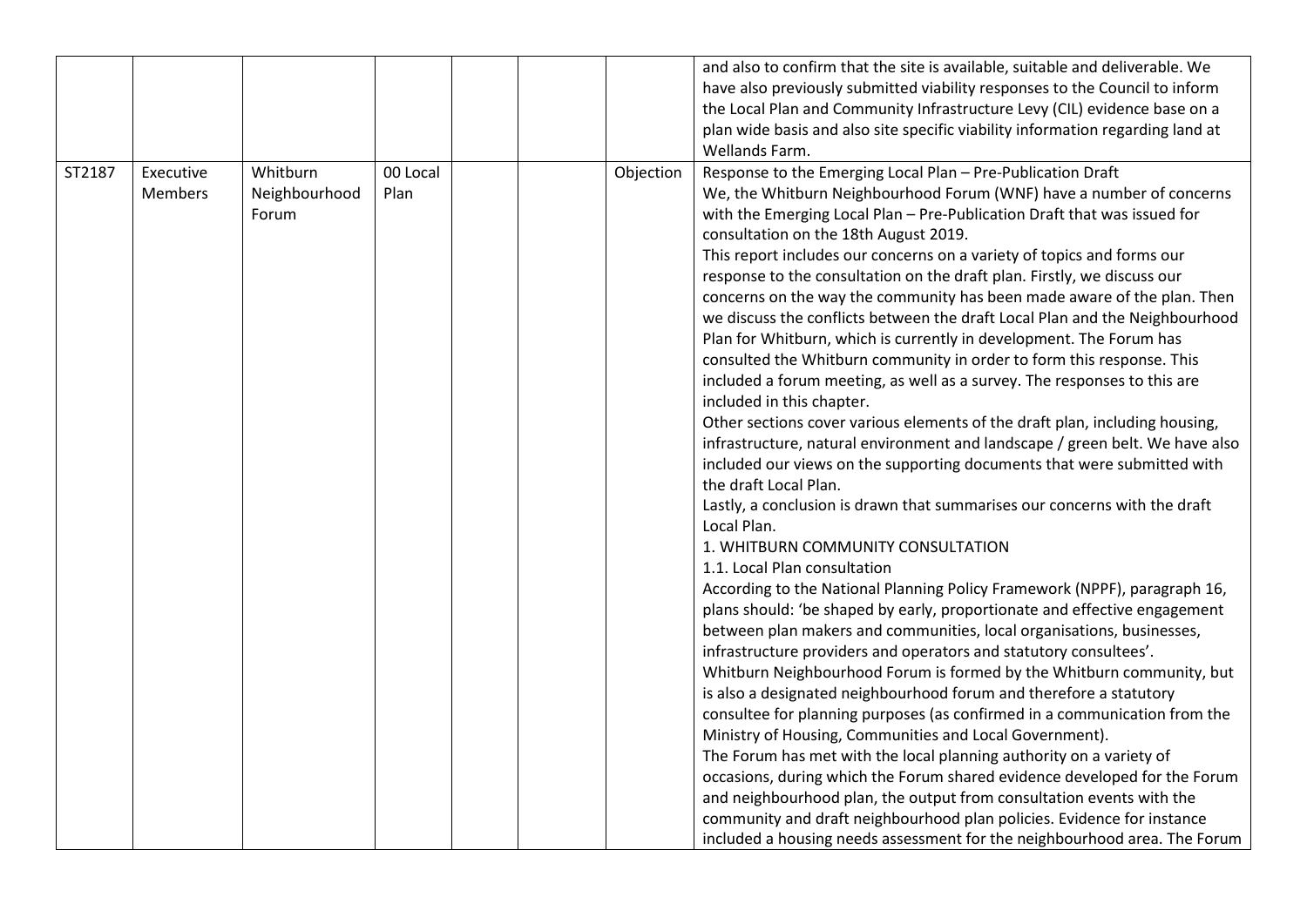| | | | | | | | |
|---|---|---|---|---|---|---|---|
| | | | | | | | and also to confirm that the site is available, suitable and deliverable. We have also previously submitted viability responses to the Council to inform the Local Plan and Community Infrastructure Levy (CIL) evidence base on a plan wide basis and also site specific viability information regarding land at Wellands Farm. |
| ST2187 | Executive Members | Whitburn Neighbourhood Forum | 00 Local Plan | | | Objection | Response to the Emerging Local Plan – Pre-Publication Draft<br>We, the Whitburn Neighbourhood Forum (WNF) have a number of concerns with the Emerging Local Plan – Pre-Publication Draft that was issued for consultation on the 18th August 2019.<br>This report includes our concerns on a variety of topics and forms our response to the consultation on the draft plan. Firstly, we discuss our concerns on the way the community has been made aware of the plan. Then we discuss the conflicts between the draft Local Plan and the Neighbourhood Plan for Whitburn, which is currently in development. The Forum has consulted the Whitburn community in order to form this response. This included a forum meeting, as well as a survey. The responses to this are included in this chapter.<br>Other sections cover various elements of the draft plan, including housing, infrastructure, natural environment and landscape / green belt. We have also included our views on the supporting documents that were submitted with the draft Local Plan.<br>Lastly, a conclusion is drawn that summarises our concerns with the draft Local Plan.<br>1. WHITBURN COMMUNITY CONSULTATION<br>1.1. Local Plan consultation<br>According to the National Planning Policy Framework (NPPF), paragraph 16, plans should: 'be shaped by early, proportionate and effective engagement between plan makers and communities, local organisations, businesses, infrastructure providers and operators and statutory consultees'.<br>Whitburn Neighbourhood Forum is formed by the Whitburn community, but is also a designated neighbourhood forum and therefore a statutory consultee for planning purposes (as confirmed in a communication from the Ministry of Housing, Communities and Local Government).<br>The Forum has met with the local planning authority on a variety of occasions, during which the Forum shared evidence developed for the Forum and neighbourhood plan, the output from consultation events with the community and draft neighbourhood plan policies. Evidence for instance included a housing needs assessment for the neighbourhood area. The Forum |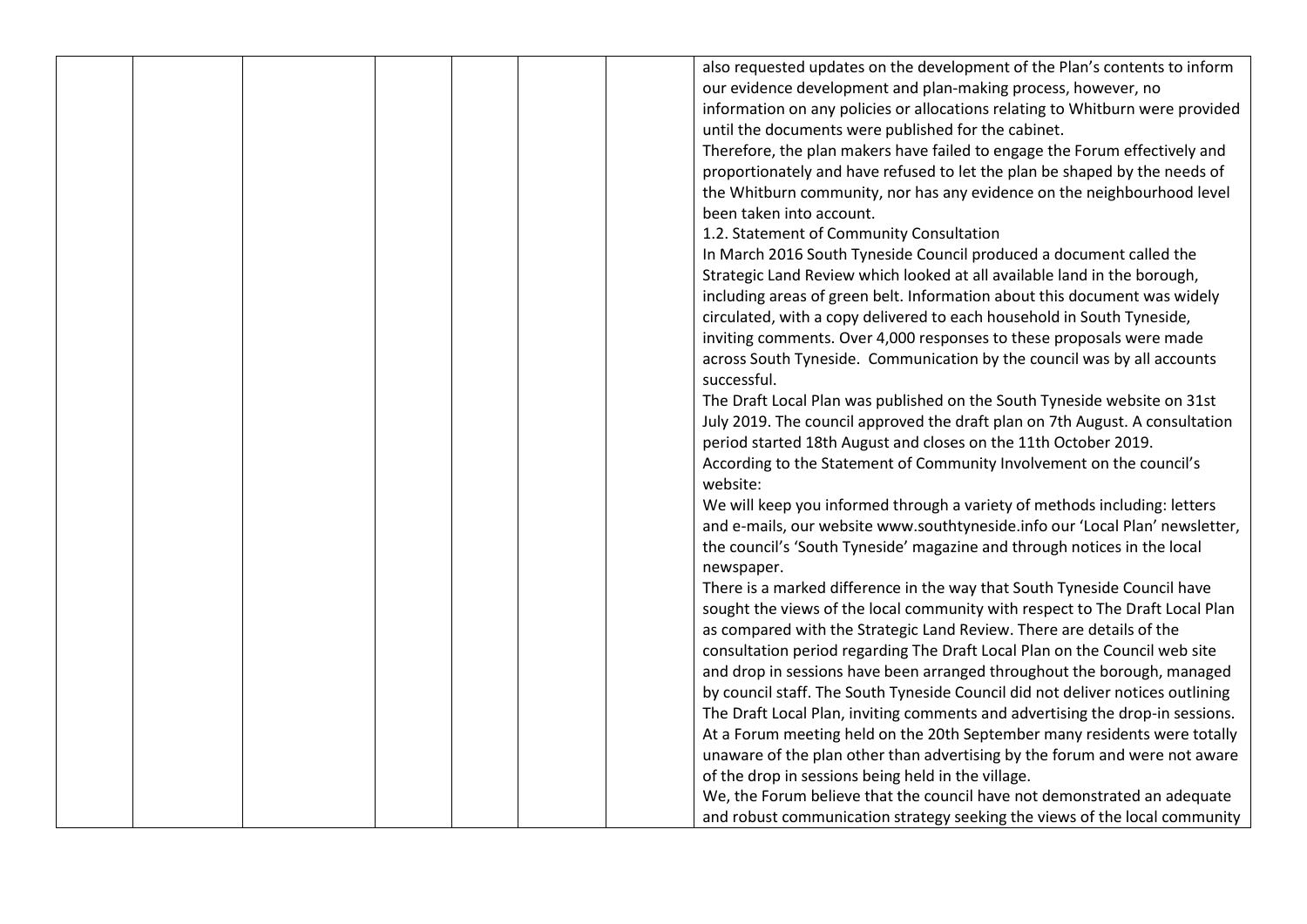| | | | | | | | |
|---|---|---|---|---|---|---|---|
| | | | | | | | also requested updates on the development of the Plan's contents to inform our evidence development and plan-making process, however, no information on any policies or allocations relating to Whitburn were provided until the documents were published for the cabinet.<br>Therefore, the plan makers have failed to engage the Forum effectively and proportionately and have refused to let the plan be shaped by the needs of the Whitburn community, nor has any evidence on the neighbourhood level been taken into account.<br>1.2. Statement of Community Consultation<br>In March 2016 South Tyneside Council produced a document called the Strategic Land Review which looked at all available land in the borough, including areas of green belt. Information about this document was widely circulated, with a copy delivered to each household in South Tyneside, inviting comments. Over 4,000 responses to these proposals were made across South Tyneside. Communication by the council was by all accounts successful.<br>The Draft Local Plan was published on the South Tyneside website on 31st July 2019. The council approved the draft plan on 7th August. A consultation period started 18th August and closes on the 11th October 2019.<br>According to the Statement of Community Involvement on the council's website:<br>We will keep you informed through a variety of methods including: letters and e-mails, our website www.southtyneside.info our 'Local Plan' newsletter, the council's 'South Tyneside' magazine and through notices in the local newspaper.<br>There is a marked difference in the way that South Tyneside Council have sought the views of the local community with respect to The Draft Local Plan as compared with the Strategic Land Review. There are details of the consultation period regarding The Draft Local Plan on the Council web site and drop in sessions have been arranged throughout the borough, managed by council staff. The South Tyneside Council did not deliver notices outlining The Draft Local Plan, inviting comments and advertising the drop-in sessions. At a Forum meeting held on the 20th September many residents were totally unaware of the plan other than advertising by the forum and were not aware of the drop in sessions being held in the village.<br>We, the Forum believe that the council have not demonstrated an adequate and robust communication strategy seeking the views of the local community |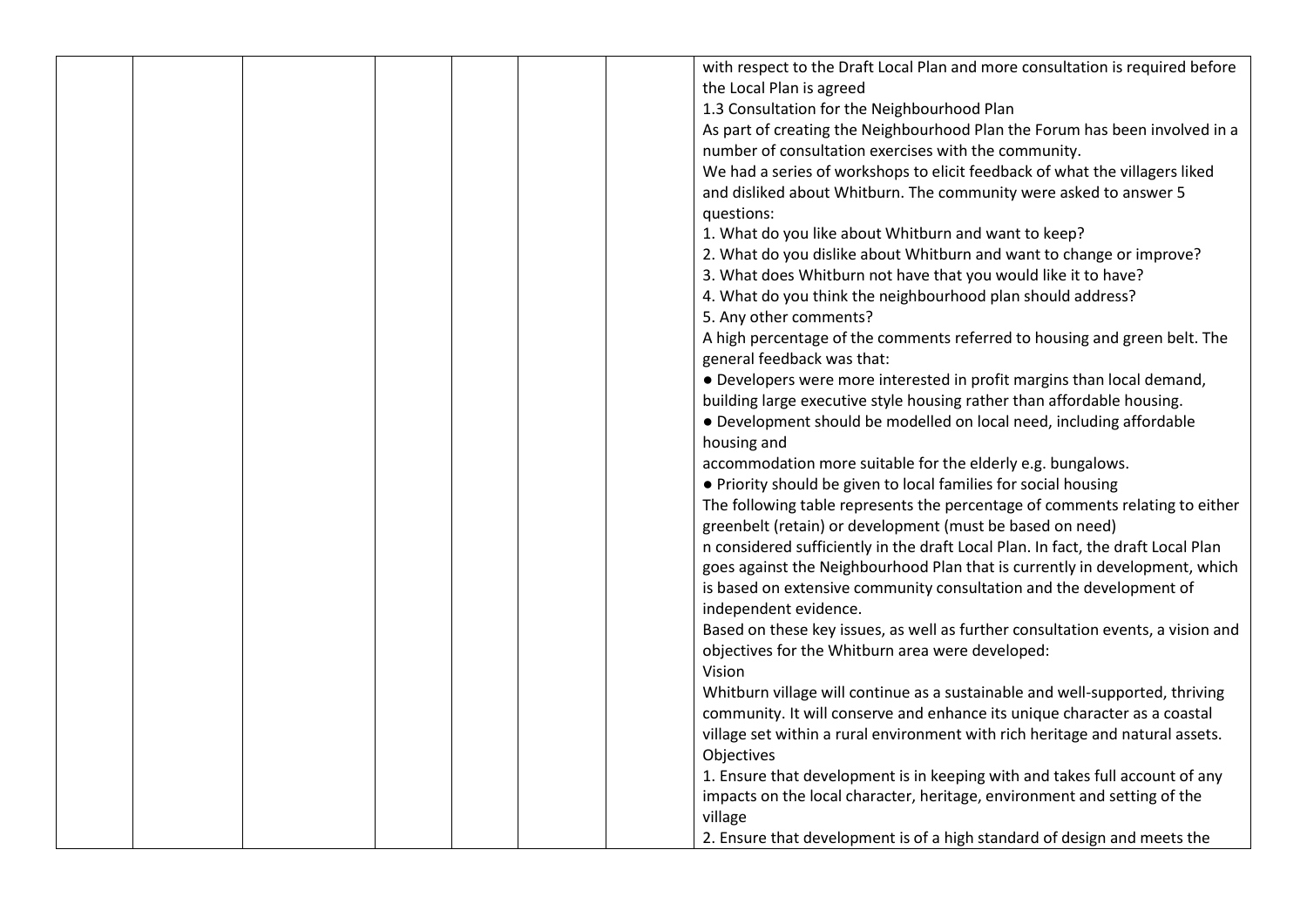| | | | | | | | |
|---|---|---|---|---|---|---|---|
| | | | | | | | with respect to the Draft Local Plan and more consultation is required before the Local Plan is agreed<br>1.3 Consultation for the Neighbourhood Plan<br>As part of creating the Neighbourhood Plan the Forum has been involved in a number of consultation exercises with the community.<br>We had a series of workshops to elicit feedback of what the villagers liked and disliked about Whitburn. The community were asked to answer 5 questions:<br>1. What do you like about Whitburn and want to keep?<br>2. What do you dislike about Whitburn and want to change or improve?<br>3. What does Whitburn not have that you would like it to have?<br>4. What do you think the neighbourhood plan should address?<br>5. Any other comments?<br>A high percentage of the comments referred to housing and green belt. The general feedback was that:<br>● Developers were more interested in profit margins than local demand, building large executive style housing rather than affordable housing.<br>● Development should be modelled on local need, including affordable housing and<br>accommodation more suitable for the elderly e.g. bungalows.<br>● Priority should be given to local families for social housing<br>The following table represents the percentage of comments relating to either greenbelt (retain) or development (must be based on need)<br>n considered sufficiently in the draft Local Plan. In fact, the draft Local Plan goes against the Neighbourhood Plan that is currently in development, which is based on extensive community consultation and the development of independent evidence.<br>Based on these key issues, as well as further consultation events, a vision and objectives for the Whitburn area were developed:<br>Vision<br>Whitburn village will continue as a sustainable and well-supported, thriving community. It will conserve and enhance its unique character as a coastal village set within a rural environment with rich heritage and natural assets.<br>Objectives<br>1. Ensure that development is in keeping with and takes full account of any impacts on the local character, heritage, environment and setting of the village<br>2. Ensure that development is of a high standard of design and meets the |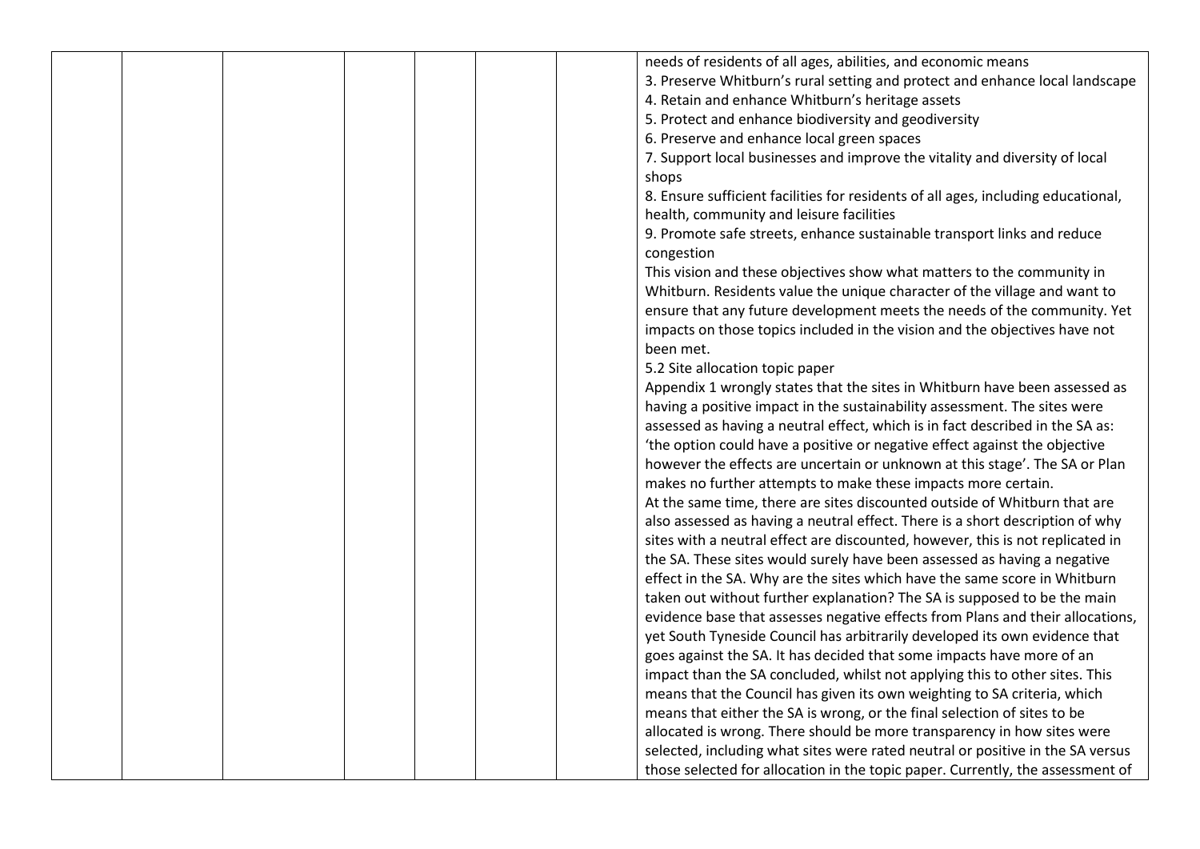| | | | | | | | |
|---|---|---|---|---|---|---|---|
| | | | | | | | needs of residents of all ages, abilities, and economic means<br>3. Preserve Whitburn's rural setting and protect and enhance local landscape<br>4. Retain and enhance Whitburn's heritage assets<br>5. Protect and enhance biodiversity and geodiversity<br>6. Preserve and enhance local green spaces<br>7. Support local businesses and improve the vitality and diversity of local shops<br>8. Ensure sufficient facilities for residents of all ages, including educational, health, community and leisure facilities<br>9. Promote safe streets, enhance sustainable transport links and reduce congestion<br>This vision and these objectives show what matters to the community in Whitburn. Residents value the unique character of the village and want to ensure that any future development meets the needs of the community. Yet impacts on those topics included in the vision and the objectives have not been met.<br>5.2 Site allocation topic paper<br>Appendix 1 wrongly states that the sites in Whitburn have been assessed as having a positive impact in the sustainability assessment. The sites were assessed as having a neutral effect, which is in fact described in the SA as: 'the option could have a positive or negative effect against the objective however the effects are uncertain or unknown at this stage'. The SA or Plan makes no further attempts to make these impacts more certain.<br>At the same time, there are sites discounted outside of Whitburn that are also assessed as having a neutral effect. There is a short description of why sites with a neutral effect are discounted, however, this is not replicated in the SA. These sites would surely have been assessed as having a negative effect in the SA. Why are the sites which have the same score in Whitburn taken out without further explanation? The SA is supposed to be the main evidence base that assesses negative effects from Plans and their allocations, yet South Tyneside Council has arbitrarily developed its own evidence that goes against the SA. It has decided that some impacts have more of an impact than the SA concluded, whilst not applying this to other sites. This means that the Council has given its own weighting to SA criteria, which means that either the SA is wrong, or the final selection of sites to be allocated is wrong. There should be more transparency in how sites were selected, including what sites were rated neutral or positive in the SA versus those selected for allocation in the topic paper. Currently, the assessment of |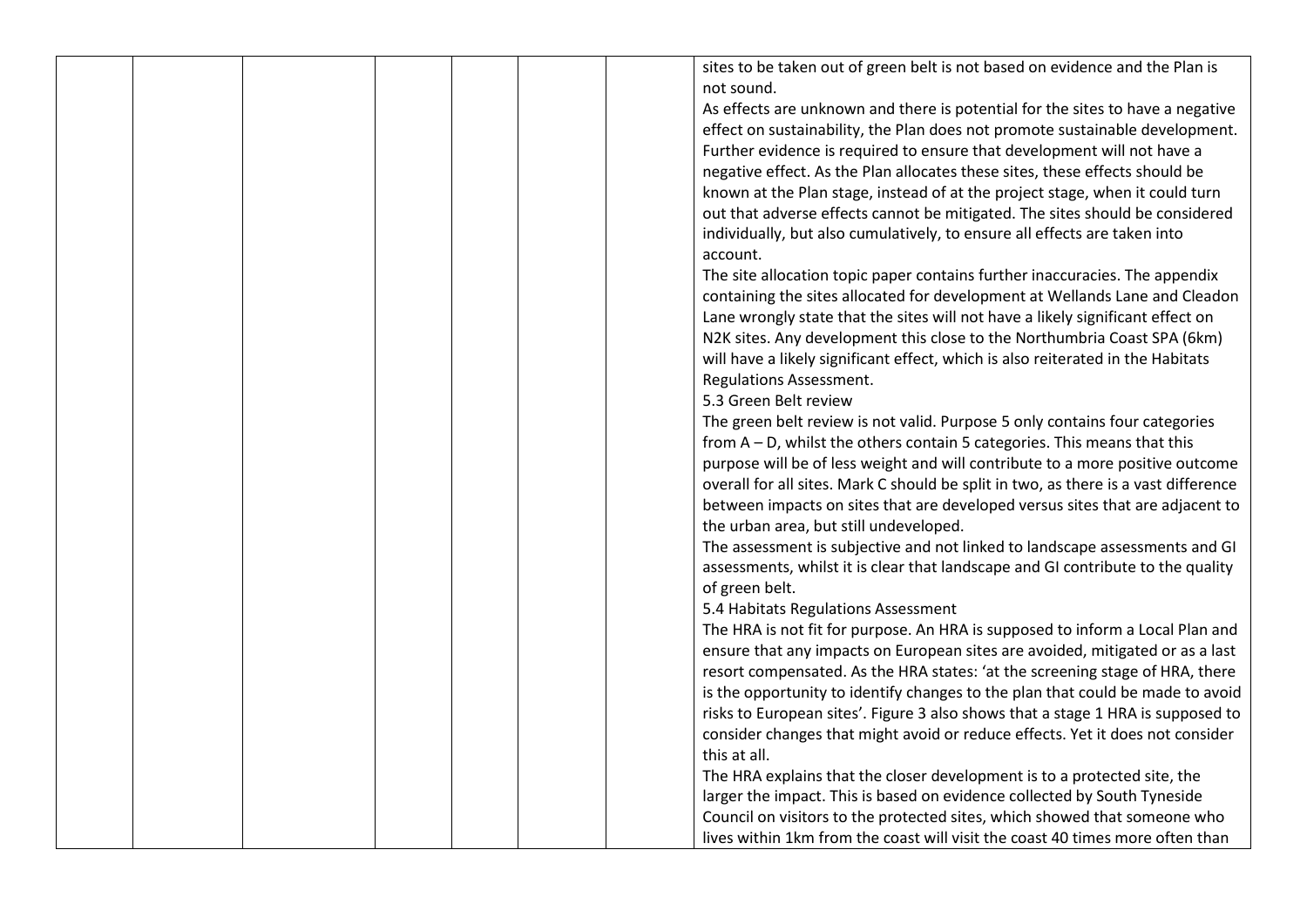sites to be taken out of green belt is not based on evidence and the Plan is not sound.

As effects are unknown and there is potential for the sites to have a negative effect on sustainability, the Plan does not promote sustainable development. Further evidence is required to ensure that development will not have a negative effect. As the Plan allocates these sites, these effects should be known at the Plan stage, instead of at the project stage, when it could turn out that adverse effects cannot be mitigated. The sites should be considered individually, but also cumulatively, to ensure all effects are taken into account.

The site allocation topic paper contains further inaccuracies. The appendix containing the sites allocated for development at Wellands Lane and Cleadon Lane wrongly state that the sites will not have a likely significant effect on N2K sites. Any development this close to the Northumbria Coast SPA (6km) will have a likely significant effect, which is also reiterated in the Habitats Regulations Assessment.

5.3 Green Belt review

The green belt review is not valid. Purpose 5 only contains four categories from A – D, whilst the others contain 5 categories. This means that this purpose will be of less weight and will contribute to a more positive outcome overall for all sites. Mark C should be split in two, as there is a vast difference between impacts on sites that are developed versus sites that are adjacent to the urban area, but still undeveloped.

The assessment is subjective and not linked to landscape assessments and GI assessments, whilst it is clear that landscape and GI contribute to the quality of green belt.

5.4 Habitats Regulations Assessment

The HRA is not fit for purpose. An HRA is supposed to inform a Local Plan and ensure that any impacts on European sites are avoided, mitigated or as a last resort compensated. As the HRA states: 'at the screening stage of HRA, there is the opportunity to identify changes to the plan that could be made to avoid risks to European sites'. Figure 3 also shows that a stage 1 HRA is supposed to consider changes that might avoid or reduce effects. Yet it does not consider this at all.

The HRA explains that the closer development is to a protected site, the larger the impact. This is based on evidence collected by South Tyneside Council on visitors to the protected sites, which showed that someone who lives within 1km from the coast will visit the coast 40 times more often than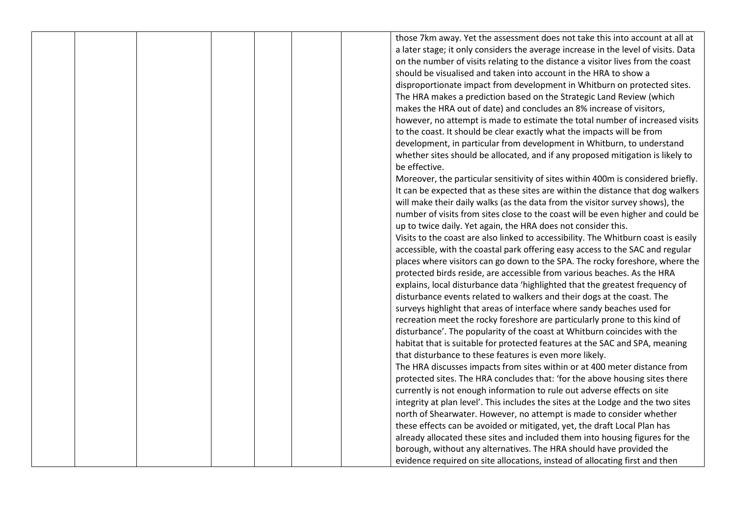| | | | | | | | |
|---|---|---|---|---|---|---|---|
| | | | | | | | those 7km away. Yet the assessment does not take this into account at all at a later stage; it only considers the average increase in the level of visits. Data on the number of visits relating to the distance a visitor lives from the coast should be visualised and taken into account in the HRA to show a disproportionate impact from development in Whitburn on protected sites. The HRA makes a prediction based on the Strategic Land Review (which makes the HRA out of date) and concludes an 8% increase of visitors, however, no attempt is made to estimate the total number of increased visits to the coast. It should be clear exactly what the impacts will be from development, in particular from development in Whitburn, to understand whether sites should be allocated, and if any proposed mitigation is likely to be effective.<br>Moreover, the particular sensitivity of sites within 400m is considered briefly. It can be expected that as these sites are within the distance that dog walkers will make their daily walks (as the data from the visitor survey shows), the number of visits from sites close to the coast will be even higher and could be up to twice daily. Yet again, the HRA does not consider this.<br>Visits to the coast are also linked to accessibility. The Whitburn coast is easily accessible, with the coastal park offering easy access to the SAC and regular places where visitors can go down to the SPA. The rocky foreshore, where the protected birds reside, are accessible from various beaches. As the HRA explains, local disturbance data 'highlighted that the greatest frequency of disturbance events related to walkers and their dogs at the coast. The surveys highlight that areas of interface where sandy beaches used for recreation meet the rocky foreshore are particularly prone to this kind of disturbance'. The popularity of the coast at Whitburn coincides with the habitat that is suitable for protected features at the SAC and SPA, meaning that disturbance to these features is even more likely.<br>The HRA discusses impacts from sites within or at 400 meter distance from protected sites. The HRA concludes that: 'for the above housing sites there currently is not enough information to rule out adverse effects on site integrity at plan level'. This includes the sites at the Lodge and the two sites north of Shearwater. However, no attempt is made to consider whether these effects can be avoided or mitigated, yet, the draft Local Plan has already allocated these sites and included them into housing figures for the borough, without any alternatives. The HRA should have provided the evidence required on site allocations, instead of allocating first and then |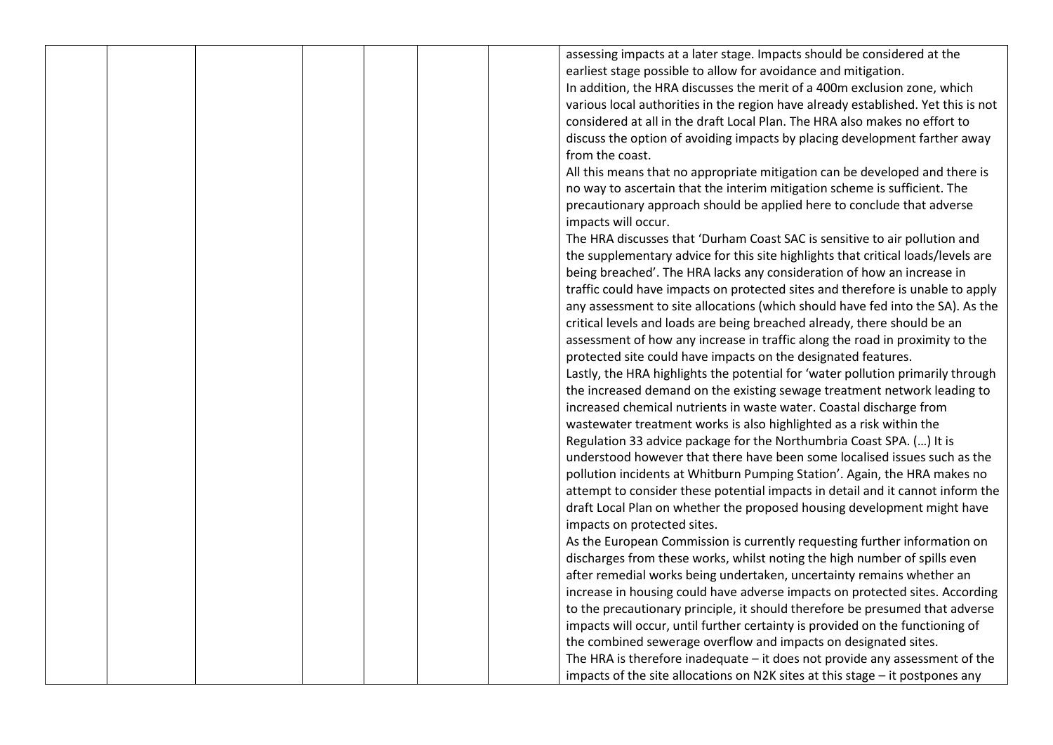| | | | | | | | |
|---|---|---|---|---|---|---|---|
| | | | | | | | assessing impacts at a later stage. Impacts should be considered at the earliest stage possible to allow for avoidance and mitigation.<br>In addition, the HRA discusses the merit of a 400m exclusion zone, which various local authorities in the region have already established. Yet this is not considered at all in the draft Local Plan. The HRA also makes no effort to discuss the option of avoiding impacts by placing development farther away from the coast.<br>All this means that no appropriate mitigation can be developed and there is no way to ascertain that the interim mitigation scheme is sufficient. The precautionary approach should be applied here to conclude that adverse impacts will occur.<br>The HRA discusses that 'Durham Coast SAC is sensitive to air pollution and the supplementary advice for this site highlights that critical loads/levels are being breached'. The HRA lacks any consideration of how an increase in traffic could have impacts on protected sites and therefore is unable to apply any assessment to site allocations (which should have fed into the SA). As the critical levels and loads are being breached already, there should be an assessment of how any increase in traffic along the road in proximity to the protected site could have impacts on the designated features.<br>Lastly, the HRA highlights the potential for 'water pollution primarily through the increased demand on the existing sewage treatment network leading to increased chemical nutrients in waste water. Coastal discharge from wastewater treatment works is also highlighted as a risk within the Regulation 33 advice package for the Northumbria Coast SPA. (…) It is understood however that there have been some localised issues such as the pollution incidents at Whitburn Pumping Station'. Again, the HRA makes no attempt to consider these potential impacts in detail and it cannot inform the draft Local Plan on whether the proposed housing development might have impacts on protected sites.<br>As the European Commission is currently requesting further information on discharges from these works, whilst noting the high number of spills even after remedial works being undertaken, uncertainty remains whether an increase in housing could have adverse impacts on protected sites. According to the precautionary principle, it should therefore be presumed that adverse impacts will occur, until further certainty is provided on the functioning of the combined sewerage overflow and impacts on designated sites.<br>The HRA is therefore inadequate – it does not provide any assessment of the impacts of the site allocations on N2K sites at this stage – it postpones any |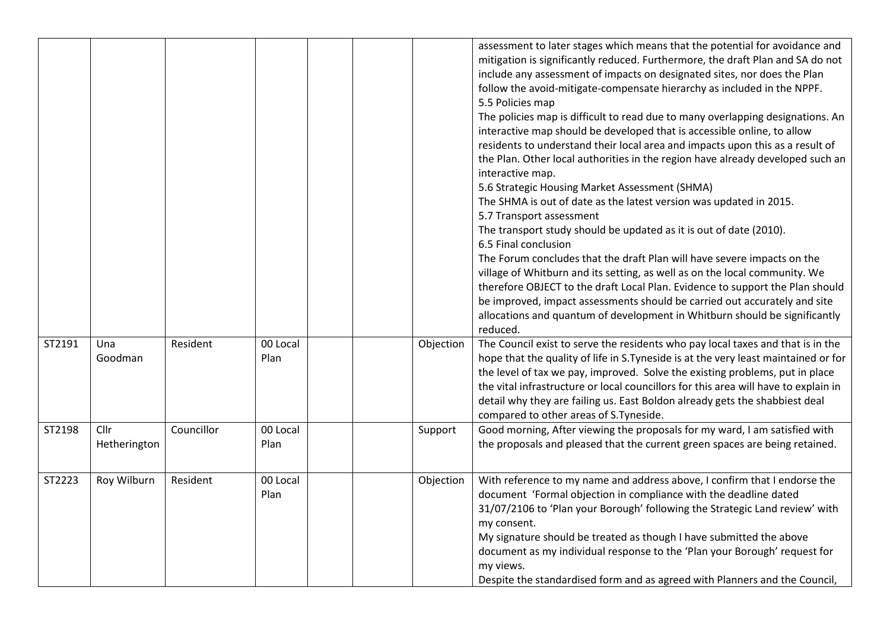|  |  |  |  |  |  |  |  |
|---|---|---|---|---|---|---|---|
|  |  |  |  |  |  |  | assessment to later stages which means that the potential for avoidance and mitigation is significantly reduced. Furthermore, the draft Plan and SA do not include any assessment of impacts on designated sites, nor does the Plan follow the avoid-mitigate-compensate hierarchy as included in the NPPF.<br>5.5 Policies map<br>The policies map is difficult to read due to many overlapping designations. An interactive map should be developed that is accessible online, to allow residents to understand their local area and impacts upon this as a result of the Plan. Other local authorities in the region have already developed such an interactive map.<br>5.6 Strategic Housing Market Assessment (SHMA)<br>The SHMA is out of date as the latest version was updated in 2015.<br>5.7 Transport assessment<br>The transport study should be updated as it is out of date (2010).<br>6.5 Final conclusion<br>The Forum concludes that the draft Plan will have severe impacts on the village of Whitburn and its setting, as well as on the local community. We therefore OBJECT to the draft Local Plan. Evidence to support the Plan should be improved, impact assessments should be carried out accurately and site allocations and quantum of development in Whitburn should be significantly reduced. |
| ST2191 | Una Goodman | Resident | 00 Local Plan |  |  | Objection | The Council exist to serve the residents who pay local taxes and that is in the hope that the quality of life in S.Tyneside is at the very least maintained or for the level of tax we pay, improved. Solve the existing problems, put in place the vital infrastructure or local councillors for this area will have to explain in detail why they are failing us. East Boldon already gets the shabbiest deal compared to other areas of S.Tyneside. |
| ST2198 | Cllr Hetherington | Councillor | 00 Local Plan |  |  | Support | Good morning, After viewing the proposals for my ward, I am satisfied with the proposals and pleased that the current green spaces are being retained. |
| ST2223 | Roy Wilburn | Resident | 00 Local Plan |  |  | Objection | With reference to my name and address above, I confirm that I endorse the document 'Formal objection in compliance with the deadline dated 31/07/2106 to 'Plan your Borough' following the Strategic Land review' with my consent.<br>My signature should be treated as though I have submitted the above document as my individual response to the 'Plan your Borough' request for my views.<br>Despite the standardised form and as agreed with Planners and the Council, |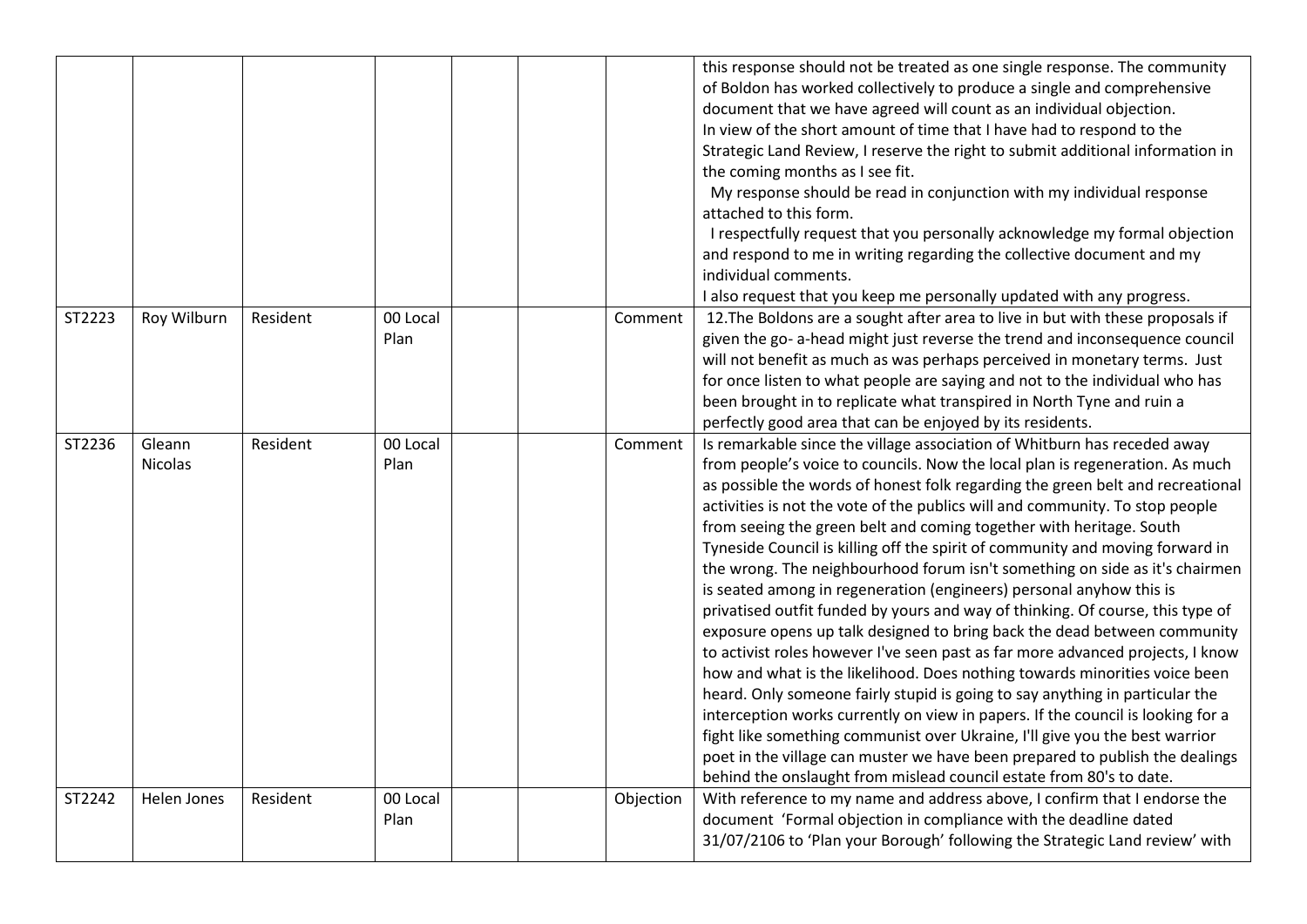| | | | | | | | |
|---|---|---|---|---|---|---|---|
| | | | | | | | this response should not be treated as one single response. The community of Boldon has worked collectively to produce a single and comprehensive document that we have agreed will count as an individual objection.<br>In view of the short amount of time that I have had to respond to the Strategic Land Review, I reserve the right to submit additional information in the coming months as I see fit.<br>My response should be read in conjunction with my individual response attached to this form.<br>I respectfully request that you personally acknowledge my formal objection and respond to me in writing regarding the collective document and my individual comments.<br>I also request that you keep me personally updated with any progress. |
| ST2223 | Roy Wilburn | Resident | 00 Local Plan | | | Comment | 12.The Boldons are a sought after area to live in but with these proposals if given the go- a-head might just reverse the trend and inconsequence council will not benefit as much as was perhaps perceived in monetary terms. Just for once listen to what people are saying and not to the individual who has been brought in to replicate what transpired in North Tyne and ruin a perfectly good area that can be enjoyed by its residents. |
| ST2236 | Gleann Nicolas | Resident | 00 Local Plan | | | Comment | Is remarkable since the village association of Whitburn has receded away from people's voice to councils. Now the local plan is regeneration. As much as possible the words of honest folk regarding the green belt and recreational activities is not the vote of the publics will and community. To stop people from seeing the green belt and coming together with heritage. South Tyneside Council is killing off the spirit of community and moving forward in the wrong. The neighbourhood forum isn't something on side as it's chairmen is seated among in regeneration (engineers) personal anyhow this is privatised outfit funded by yours and way of thinking. Of course, this type of exposure opens up talk designed to bring back the dead between community to activist roles however I've seen past as far more advanced projects, I know how and what is the likelihood. Does nothing towards minorities voice been heard. Only someone fairly stupid is going to say anything in particular the interception works currently on view in papers. If the council is looking for a fight like something communist over Ukraine, I'll give you the best warrior poet in the village can muster we have been prepared to publish the dealings behind the onslaught from mislead council estate from 80's to date. |
| ST2242 | Helen Jones | Resident | 00 Local Plan | | | Objection | With reference to my name and address above, I confirm that I endorse the document 'Formal objection in compliance with the deadline dated 31/07/2106 to 'Plan your Borough' following the Strategic Land review' with |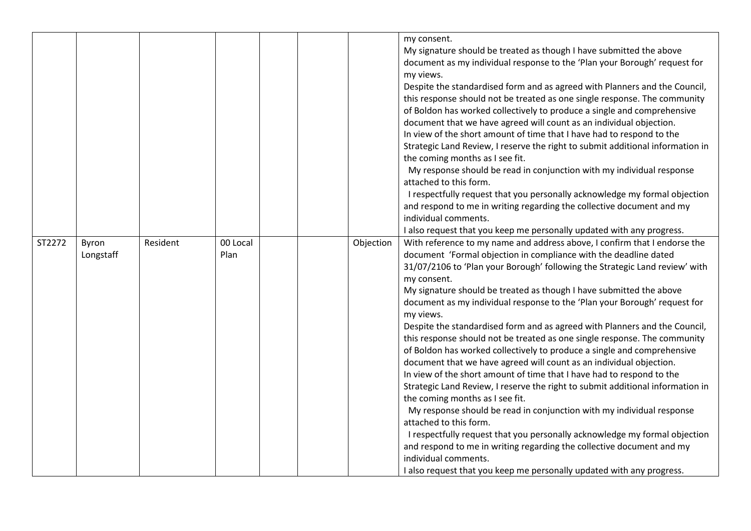|  |  |  |  |  |  |  |  |
|---|---|---|---|---|---|---|---|
|  |  |  |  |  |  |  | my consent.<br>My signature should be treated as though I have submitted the above document as my individual response to the 'Plan your Borough' request for my views.<br>Despite the standardised form and as agreed with Planners and the Council, this response should not be treated as one single response. The community of Boldon has worked collectively to produce a single and comprehensive document that we have agreed will count as an individual objection.<br>In view of the short amount of time that I have had to respond to the Strategic Land Review, I reserve the right to submit additional information in the coming months as I see fit.<br>My response should be read in conjunction with my individual response attached to this form.<br>I respectfully request that you personally acknowledge my formal objection and respond to me in writing regarding the collective document and my individual comments.<br>I also request that you keep me personally updated with any progress. |
| ST2272 | Byron Longstaff | Resident | 00 Local Plan |  |  | Objection | With reference to my name and address above, I confirm that I endorse the document 'Formal objection in compliance with the deadline dated 31/07/2106 to 'Plan your Borough' following the Strategic Land review' with my consent.<br>My signature should be treated as though I have submitted the above document as my individual response to the 'Plan your Borough' request for my views.<br>Despite the standardised form and as agreed with Planners and the Council, this response should not be treated as one single response. The community of Boldon has worked collectively to produce a single and comprehensive document that we have agreed will count as an individual objection.<br>In view of the short amount of time that I have had to respond to the Strategic Land Review, I reserve the right to submit additional information in the coming months as I see fit.<br>My response should be read in conjunction with my individual response attached to this form.<br>I respectfully request that you personally acknowledge my formal objection and respond to me in writing regarding the collective document and my individual comments.<br>I also request that you keep me personally updated with any progress. |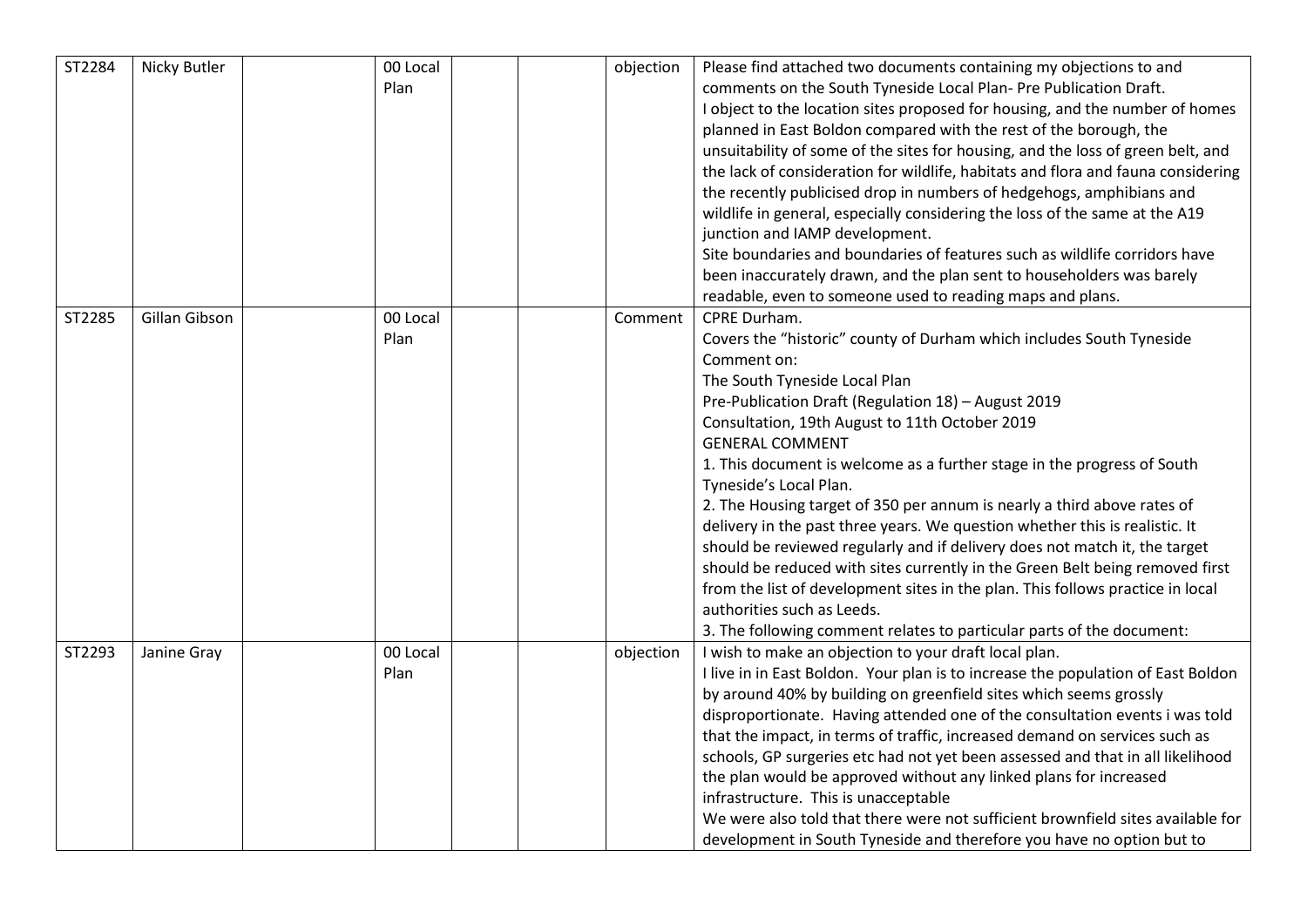| ST2284 | Nicky Butler | | 00 Local Plan | | | objection | Please find attached two documents containing my objections to and comments on the South Tyneside Local Plan- Pre Publication Draft.<br>I object to the location sites proposed for housing, and the number of homes planned in East Boldon compared with the rest of the borough, the unsuitability of some of the sites for housing, and the loss of green belt, and the lack of consideration for wildlife, habitats and flora and fauna considering the recently publicised drop in numbers of hedgehogs, amphibians and wildlife in general, especially considering the loss of the same at the A19 junction and IAMP development.<br>Site boundaries and boundaries of features such as wildlife corridors have been inaccurately drawn, and the plan sent to householders was barely readable, even to someone used to reading maps and plans. |
|---|---|---|---|---|---|---|---|
| ST2285 | Gillan Gibson | | 00 Local Plan | | | Comment | CPRE Durham.<br>Covers the "historic" county of Durham which includes South Tyneside<br>Comment on:<br>The South Tyneside Local Plan<br>Pre-Publication Draft (Regulation 18) – August 2019<br>Consultation, 19th August to 11th October 2019<br>GENERAL COMMENT<br>1. This document is welcome as a further stage in the progress of South Tyneside's Local Plan.<br>2. The Housing target of 350 per annum is nearly a third above rates of delivery in the past three years. We question whether this is realistic. It should be reviewed regularly and if delivery does not match it, the target should be reduced with sites currently in the Green Belt being removed first from the list of development sites in the plan. This follows practice in local authorities such as Leeds.<br>3. The following comment relates to particular parts of the document: |
| ST2293 | Janine Gray | | 00 Local Plan | | | objection | I wish to make an objection to your draft local plan.<br>I live in in East Boldon. Your plan is to increase the population of East Boldon by around 40% by building on greenfield sites which seems grossly disproportionate. Having attended one of the consultation events i was told that the impact, in terms of traffic, increased demand on services such as schools, GP surgeries etc had not yet been assessed and that in all likelihood the plan would be approved without any linked plans for increased infrastructure. This is unacceptable<br>We were also told that there were not sufficient brownfield sites available for development in South Tyneside and therefore you have no option but to |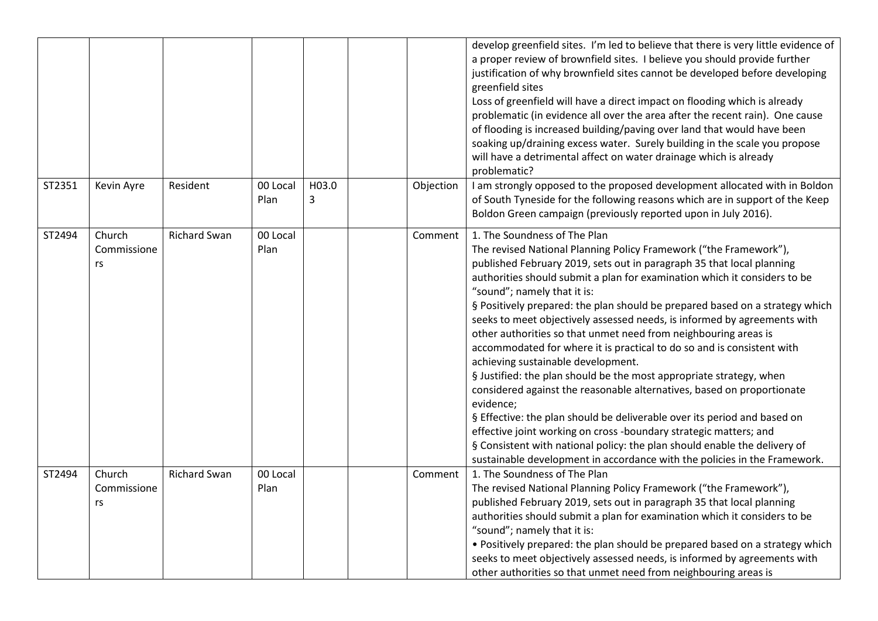| | | | | | | | |
|---|---|---|---|---|---|---|---|
| | | | | | | | develop greenfield sites. I'm led to believe that there is very little evidence of a proper review of brownfield sites. I believe you should provide further justification of why brownfield sites cannot be developed before developing greenfield sites<br>Loss of greenfield will have a direct impact on flooding which is already problematic (in evidence all over the area after the recent rain). One cause of flooding is increased building/paving over land that would have been soaking up/draining excess water. Surely building in the scale you propose will have a detrimental affect on water drainage which is already problematic? |
| ST2351 | Kevin Ayre | Resident | 00 Local Plan | H03.03 | | Objection | I am strongly opposed to the proposed development allocated with in Boldon of South Tyneside for the following reasons which are in support of the Keep Boldon Green campaign (previously reported upon in July 2016). |
| ST2494 | Church Commissioners | Richard Swan | 00 Local Plan | | | Comment | 1. The Soundness of The Plan<br>The revised National Planning Policy Framework ("the Framework"), published February 2019, sets out in paragraph 35 that local planning authorities should submit a plan for examination which it considers to be "sound"; namely that it is:<br>§ Positively prepared: the plan should be prepared based on a strategy which seeks to meet objectively assessed needs, is informed by agreements with other authorities so that unmet need from neighbouring areas is accommodated for where it is practical to do so and is consistent with achieving sustainable development.<br>§ Justified: the plan should be the most appropriate strategy, when considered against the reasonable alternatives, based on proportionate evidence;<br>§ Effective: the plan should be deliverable over its period and based on effective joint working on cross -boundary strategic matters; and<br>§ Consistent with national policy: the plan should enable the delivery of sustainable development in accordance with the policies in the Framework. |
| ST2494 | Church Commissioners | Richard Swan | 00 Local Plan | | | Comment | 1. The Soundness of The Plan<br>The revised National Planning Policy Framework ("the Framework"), published February 2019, sets out in paragraph 35 that local planning authorities should submit a plan for examination which it considers to be "sound"; namely that it is:<br>• Positively prepared: the plan should be prepared based on a strategy which seeks to meet objectively assessed needs, is informed by agreements with other authorities so that unmet need from neighbouring areas is |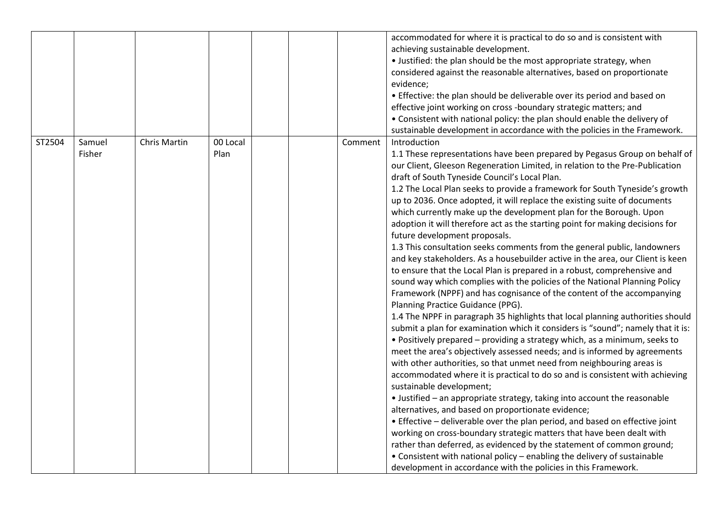| | | | | | | | |
|---|---|---|---|---|---|---|---|
| | | | | | | | accommodated for where it is practical to do so and is consistent with achieving sustainable development.<br>• Justified: the plan should be the most appropriate strategy, when considered against the reasonable alternatives, based on proportionate evidence;<br>• Effective: the plan should be deliverable over its period and based on effective joint working on cross -boundary strategic matters; and<br>• Consistent with national policy: the plan should enable the delivery of sustainable development in accordance with the policies in the Framework. |
| ST2504 | Samuel Fisher | Chris Martin | 00 Local Plan | | | Comment | Introduction<br>1.1 These representations have been prepared by Pegasus Group on behalf of our Client, Gleeson Regeneration Limited, in relation to the Pre-Publication draft of South Tyneside Council's Local Plan.<br>1.2 The Local Plan seeks to provide a framework for South Tyneside's growth up to 2036. Once adopted, it will replace the existing suite of documents which currently make up the development plan for the Borough. Upon adoption it will therefore act as the starting point for making decisions for future development proposals.<br>1.3 This consultation seeks comments from the general public, landowners and key stakeholders. As a housebuilder active in the area, our Client is keen to ensure that the Local Plan is prepared in a robust, comprehensive and sound way which complies with the policies of the National Planning Policy Framework (NPPF) and has cognisance of the content of the accompanying Planning Practice Guidance (PPG).<br>1.4 The NPPF in paragraph 35 highlights that local planning authorities should submit a plan for examination which it considers is "sound"; namely that it is:<br>• Positively prepared – providing a strategy which, as a minimum, seeks to meet the area's objectively assessed needs; and is informed by agreements with other authorities, so that unmet need from neighbouring areas is accommodated where it is practical to do so and is consistent with achieving sustainable development;<br>• Justified – an appropriate strategy, taking into account the reasonable alternatives, and based on proportionate evidence;<br>• Effective – deliverable over the plan period, and based on effective joint working on cross-boundary strategic matters that have been dealt with rather than deferred, as evidenced by the statement of common ground;<br>• Consistent with national policy – enabling the delivery of sustainable development in accordance with the policies in this Framework. |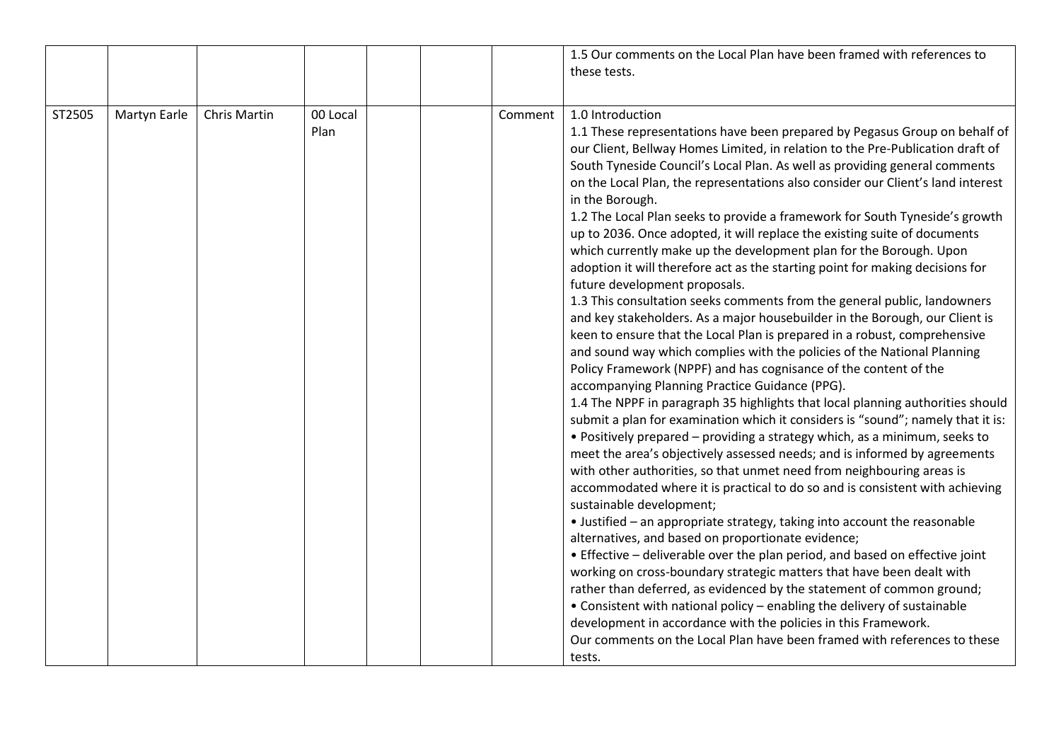|  |  |  |  |  |  |  | 1.5 Our comments on the Local Plan have been framed with references to these tests. |
|---|---|---|---|---|---|---|---|
| ST2505 | Martyn Earle | Chris Martin | 00 Local Plan |  |  | Comment | 1.0 Introduction<br>1.1 These representations have been prepared by Pegasus Group on behalf of our Client, Bellway Homes Limited, in relation to the Pre-Publication draft of South Tyneside Council's Local Plan. As well as providing general comments on the Local Plan, the representations also consider our Client's land interest in the Borough.<br>1.2 The Local Plan seeks to provide a framework for South Tyneside's growth up to 2036. Once adopted, it will replace the existing suite of documents which currently make up the development plan for the Borough. Upon adoption it will therefore act as the starting point for making decisions for future development proposals.<br>1.3 This consultation seeks comments from the general public, landowners and key stakeholders. As a major housebuilder in the Borough, our Client is keen to ensure that the Local Plan is prepared in a robust, comprehensive and sound way which complies with the policies of the National Planning Policy Framework (NPPF) and has cognisance of the content of the accompanying Planning Practice Guidance (PPG).<br>1.4 The NPPF in paragraph 35 highlights that local planning authorities should submit a plan for examination which it considers is "sound"; namely that it is:<br>• Positively prepared – providing a strategy which, as a minimum, seeks to meet the area's objectively assessed needs; and is informed by agreements with other authorities, so that unmet need from neighbouring areas is accommodated where it is practical to do so and is consistent with achieving sustainable development;<br>• Justified – an appropriate strategy, taking into account the reasonable alternatives, and based on proportionate evidence;<br>• Effective – deliverable over the plan period, and based on effective joint working on cross-boundary strategic matters that have been dealt with rather than deferred, as evidenced by the statement of common ground;<br>• Consistent with national policy – enabling the delivery of sustainable development in accordance with the policies in this Framework.<br>Our comments on the Local Plan have been framed with references to these tests. |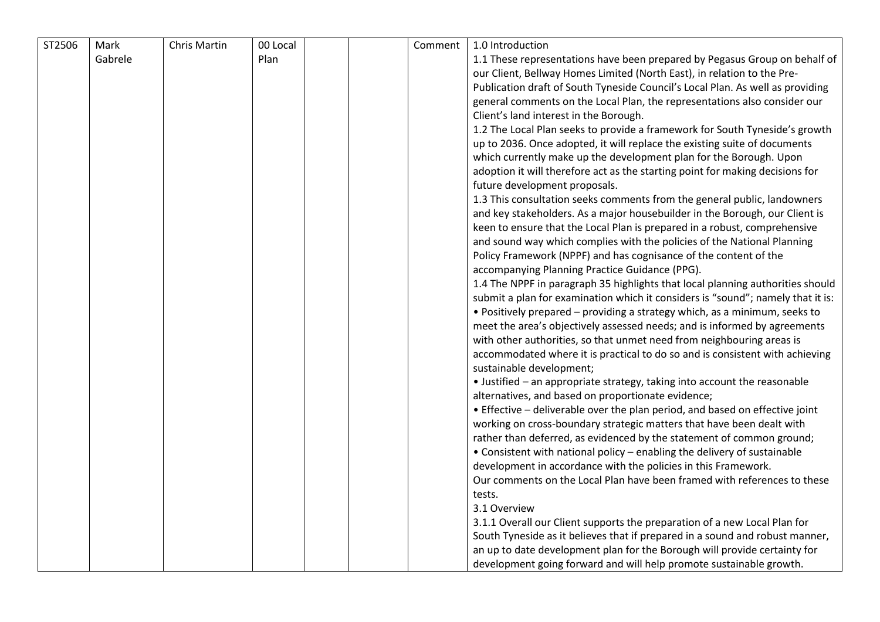| ST2506 | Mark Gabrele | Chris Martin | 00 Local Plan | | | Comment | 1.0 Introduction<br>1.1 These representations have been prepared by Pegasus Group on behalf of our Client, Bellway Homes Limited (North East), in relation to the Pre-Publication draft of South Tyneside Council's Local Plan. As well as providing general comments on the Local Plan, the representations also consider our Client's land interest in the Borough.<br>1.2 The Local Plan seeks to provide a framework for South Tyneside's growth up to 2036. Once adopted, it will replace the existing suite of documents which currently make up the development plan for the Borough. Upon adoption it will therefore act as the starting point for making decisions for future development proposals.<br>1.3 This consultation seeks comments from the general public, landowners and key stakeholders. As a major housebuilder in the Borough, our Client is keen to ensure that the Local Plan is prepared in a robust, comprehensive and sound way which complies with the policies of the National Planning Policy Framework (NPPF) and has cognisance of the content of the accompanying Planning Practice Guidance (PPG).<br>1.4 The NPPF in paragraph 35 highlights that local planning authorities should submit a plan for examination which it considers is "sound"; namely that it is:<br>• Positively prepared – providing a strategy which, as a minimum, seeks to meet the area's objectively assessed needs; and is informed by agreements with other authorities, so that unmet need from neighbouring areas is accommodated where it is practical to do so and is consistent with achieving sustainable development;<br>• Justified – an appropriate strategy, taking into account the reasonable alternatives, and based on proportionate evidence;<br>• Effective – deliverable over the plan period, and based on effective joint working on cross-boundary strategic matters that have been dealt with rather than deferred, as evidenced by the statement of common ground;<br>• Consistent with national policy – enabling the delivery of sustainable development in accordance with the policies in this Framework.<br>Our comments on the Local Plan have been framed with references to these tests.<br>3.1 Overview<br>3.1.1 Overall our Client supports the preparation of a new Local Plan for South Tyneside as it believes that if prepared in a sound and robust manner, an up to date development plan for the Borough will provide certainty for development going forward and will help promote sustainable growth. |
|---|---|---|---|---|---|---|---|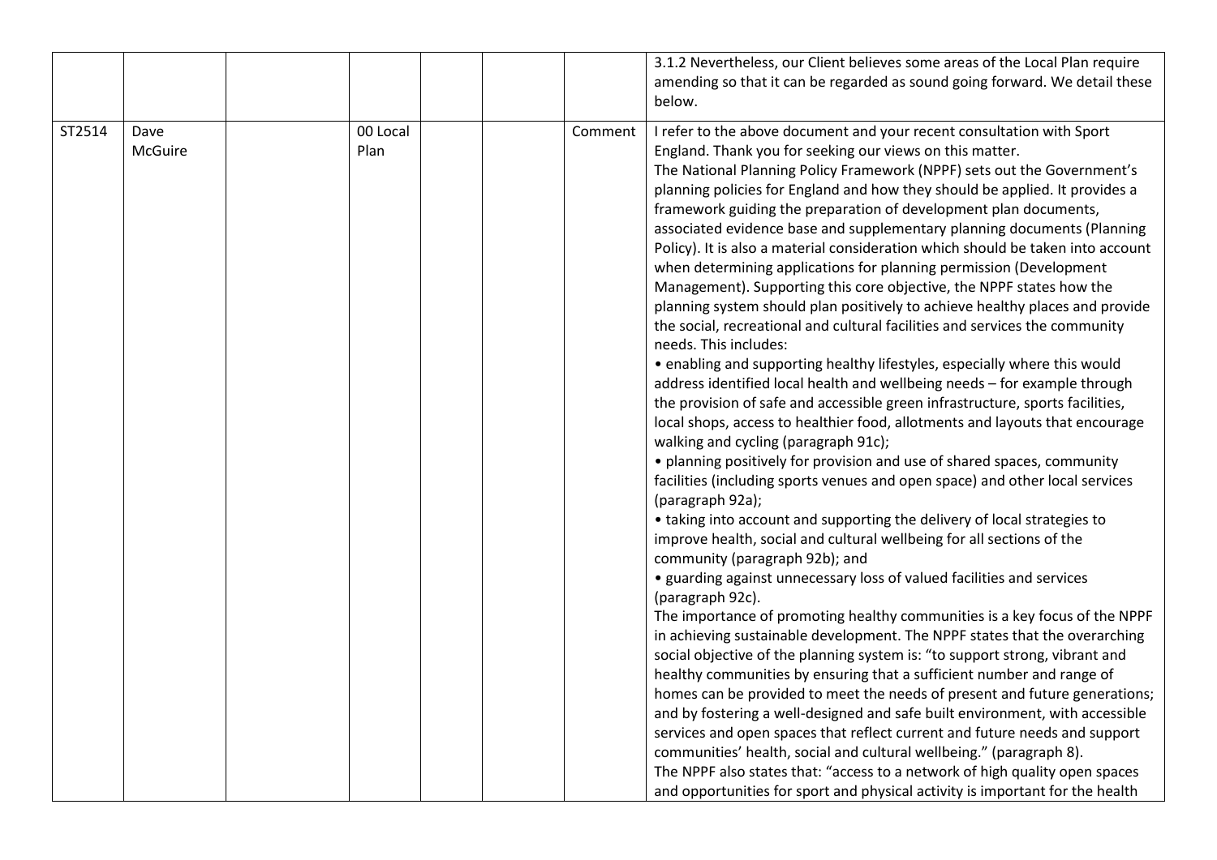|  |  |  |  |  |  |  |  |
|---|---|---|---|---|---|---|---|
|  |  |  |  |  |  |  | 3.1.2 Nevertheless, our Client believes some areas of the Local Plan require amending so that it can be regarded as sound going forward. We detail these below. |
| ST2514 | Dave McGuire |  | 00 Local Plan |  |  | Comment | I refer to the above document and your recent consultation with Sport England. Thank you for seeking our views on this matter.<br>The National Planning Policy Framework (NPPF) sets out the Government's planning policies for England and how they should be applied. It provides a framework guiding the preparation of development plan documents, associated evidence base and supplementary planning documents (Planning Policy). It is also a material consideration which should be taken into account when determining applications for planning permission (Development Management). Supporting this core objective, the NPPF states how the planning system should plan positively to achieve healthy places and provide the social, recreational and cultural facilities and services the community needs. This includes:<br>• enabling and supporting healthy lifestyles, especially where this would address identified local health and wellbeing needs – for example through the provision of safe and accessible green infrastructure, sports facilities, local shops, access to healthier food, allotments and layouts that encourage walking and cycling (paragraph 91c);<br>• planning positively for provision and use of shared spaces, community facilities (including sports venues and open space) and other local services (paragraph 92a);<br>• taking into account and supporting the delivery of local strategies to improve health, social and cultural wellbeing for all sections of the community (paragraph 92b); and<br>• guarding against unnecessary loss of valued facilities and services (paragraph 92c).<br>The importance of promoting healthy communities is a key focus of the NPPF in achieving sustainable development. The NPPF states that the overarching social objective of the planning system is: "to support strong, vibrant and healthy communities by ensuring that a sufficient number and range of homes can be provided to meet the needs of present and future generations; and by fostering a well-designed and safe built environment, with accessible services and open spaces that reflect current and future needs and support communities' health, social and cultural wellbeing." (paragraph 8).<br>The NPPF also states that: "access to a network of high quality open spaces and opportunities for sport and physical activity is important for the health |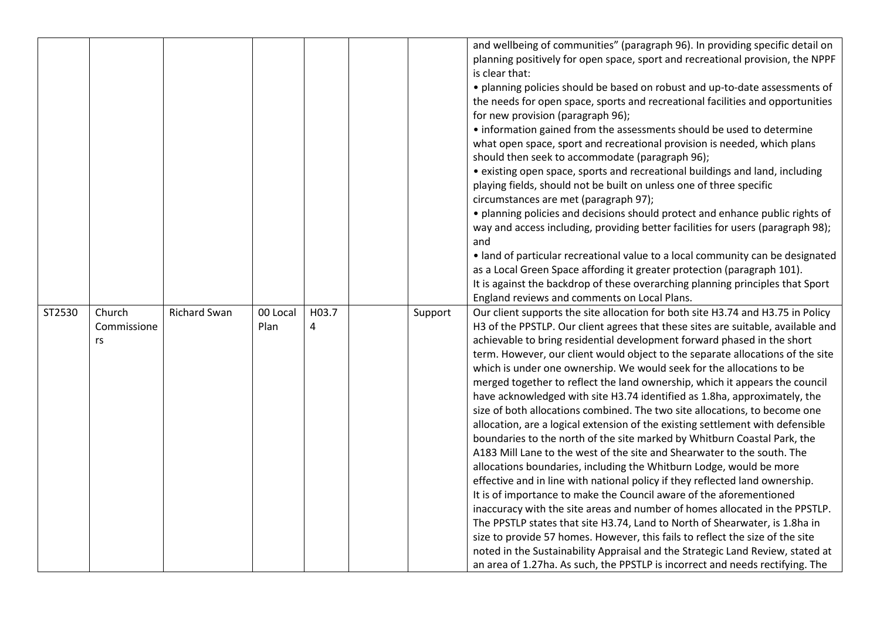|  |  |  |  |  |  |  |  |
|---|---|---|---|---|---|---|---|
|  |  |  |  |  |  |  | and wellbeing of communities" (paragraph 96). In providing specific detail on planning positively for open space, sport and recreational provision, the NPPF is clear that:<br>• planning policies should be based on robust and up-to-date assessments of the needs for open space, sports and recreational facilities and opportunities for new provision (paragraph 96);<br>• information gained from the assessments should be used to determine what open space, sport and recreational provision is needed, which plans should then seek to accommodate (paragraph 96);<br>• existing open space, sports and recreational buildings and land, including playing fields, should not be built on unless one of three specific circumstances are met (paragraph 97);<br>• planning policies and decisions should protect and enhance public rights of way and access including, providing better facilities for users (paragraph 98); and<br>• land of particular recreational value to a local community can be designated as a Local Green Space affording it greater protection (paragraph 101).<br>It is against the backdrop of these overarching planning principles that Sport England reviews and comments on Local Plans. |
| ST2530 | Church Commissioners | Richard Swan | 00 Local Plan | H03.74 |  | Support | Our client supports the site allocation for both site H3.74 and H3.75 in Policy H3 of the PPSTLP. Our client agrees that these sites are suitable, available and achievable to bring residential development forward phased in the short term. However, our client would object to the separate allocations of the site which is under one ownership. We would seek for the allocations to be merged together to reflect the land ownership, which it appears the council have acknowledged with site H3.74 identified as 1.8ha, approximately, the size of both allocations combined. The two site allocations, to become one allocation, are a logical extension of the existing settlement with defensible boundaries to the north of the site marked by Whitburn Coastal Park, the A183 Mill Lane to the west of the site and Shearwater to the south. The allocations boundaries, including the Whitburn Lodge, would be more effective and in line with national policy if they reflected land ownership.<br>It is of importance to make the Council aware of the aforementioned inaccuracy with the site areas and number of homes allocated in the PPSTLP. The PPSTLP states that site H3.74, Land to North of Shearwater, is 1.8ha in size to provide 57 homes. However, this fails to reflect the size of the site noted in the Sustainability Appraisal and the Strategic Land Review, stated at an area of 1.27ha. As such, the PPSTLP is incorrect and needs rectifying. The |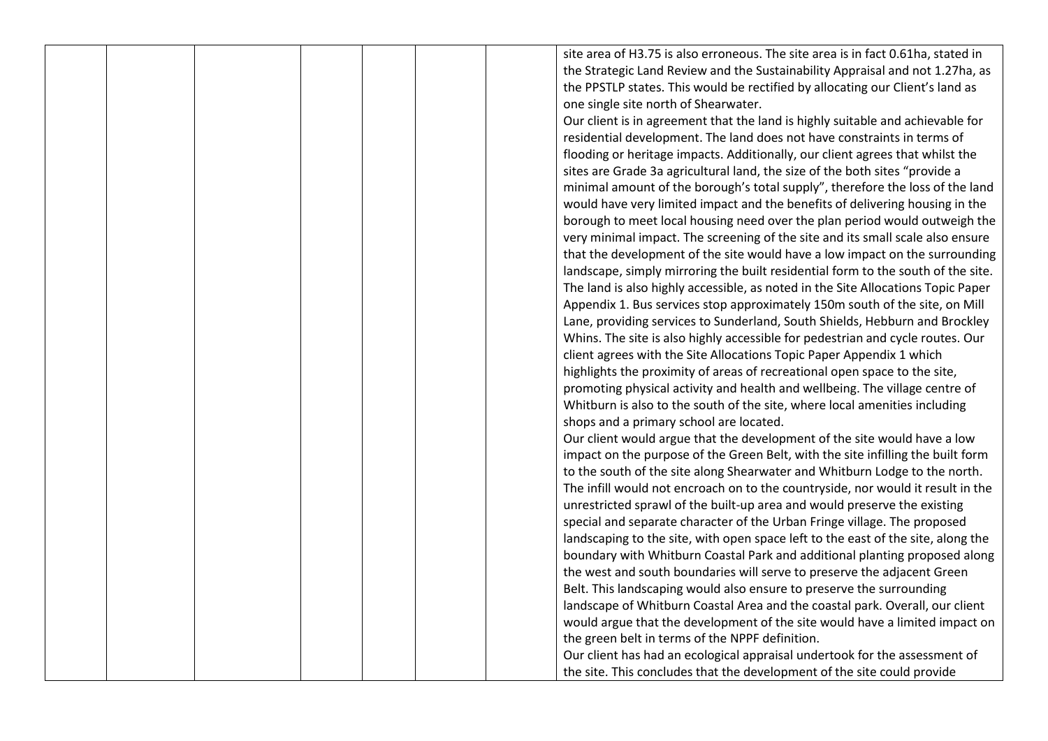| | | | | | | | |
|---|---|---|---|---|---|---|---|
| | | | | | | | site area of H3.75 is also erroneous. The site area is in fact 0.61ha, stated in the Strategic Land Review and the Sustainability Appraisal and not 1.27ha, as the PPSTLP states. This would be rectified by allocating our Client's land as one single site north of Shearwater.<br>Our client is in agreement that the land is highly suitable and achievable for residential development. The land does not have constraints in terms of flooding or heritage impacts. Additionally, our client agrees that whilst the sites are Grade 3a agricultural land, the size of the both sites "provide a minimal amount of the borough's total supply", therefore the loss of the land would have very limited impact and the benefits of delivering housing in the borough to meet local housing need over the plan period would outweigh the very minimal impact. The screening of the site and its small scale also ensure that the development of the site would have a low impact on the surrounding landscape, simply mirroring the built residential form to the south of the site. The land is also highly accessible, as noted in the Site Allocations Topic Paper Appendix 1. Bus services stop approximately 150m south of the site, on Mill Lane, providing services to Sunderland, South Shields, Hebburn and Brockley Whins. The site is also highly accessible for pedestrian and cycle routes. Our client agrees with the Site Allocations Topic Paper Appendix 1 which highlights the proximity of areas of recreational open space to the site, promoting physical activity and health and wellbeing. The village centre of Whitburn is also to the south of the site, where local amenities including shops and a primary school are located.<br>Our client would argue that the development of the site would have a low impact on the purpose of the Green Belt, with the site infilling the built form to the south of the site along Shearwater and Whitburn Lodge to the north. The infill would not encroach on to the countryside, nor would it result in the unrestricted sprawl of the built-up area and would preserve the existing special and separate character of the Urban Fringe village. The proposed landscaping to the site, with open space left to the east of the site, along the boundary with Whitburn Coastal Park and additional planting proposed along the west and south boundaries will serve to preserve the adjacent Green Belt. This landscaping would also ensure to preserve the surrounding landscape of Whitburn Coastal Area and the coastal park. Overall, our client would argue that the development of the site would have a limited impact on the green belt in terms of the NPPF definition.<br>Our client has had an ecological appraisal undertook for the assessment of the site. This concludes that the development of the site could provide |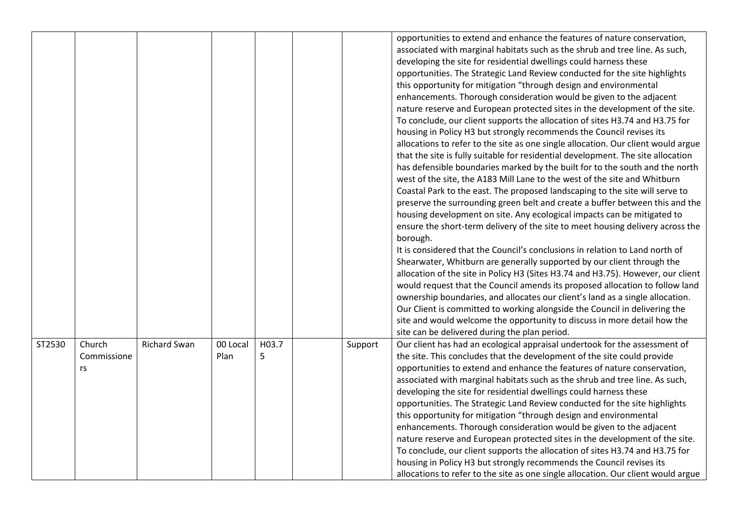| | | | | | | | |
|---|---|---|---|---|---|---|---|
| | | | | | | | opportunities to extend and enhance the features of nature conservation, associated with marginal habitats such as the shrub and tree line. As such, developing the site for residential dwellings could harness these opportunities. The Strategic Land Review conducted for the site highlights this opportunity for mitigation "through design and environmental enhancements. Thorough consideration would be given to the adjacent nature reserve and European protected sites in the development of the site. To conclude, our client supports the allocation of sites H3.74 and H3.75 for housing in Policy H3 but strongly recommends the Council revises its allocations to refer to the site as one single allocation. Our client would argue that the site is fully suitable for residential development. The site allocation has defensible boundaries marked by the built for to the south and the north west of the site, the A183 Mill Lane to the west of the site and Whitburn Coastal Park to the east. The proposed landscaping to the site will serve to preserve the surrounding green belt and create a buffer between this and the housing development on site. Any ecological impacts can be mitigated to ensure the short-term delivery of the site to meet housing delivery across the borough.<br>It is considered that the Council's conclusions in relation to Land north of Shearwater, Whitburn are generally supported by our client through the allocation of the site in Policy H3 (Sites H3.74 and H3.75). However, our client would request that the Council amends its proposed allocation to follow land ownership boundaries, and allocates our client's land as a single allocation. Our Client is committed to working alongside the Council in delivering the site and would welcome the opportunity to discuss in more detail how the site can be delivered during the plan period. |
| ST2530 | Church Commissioners | Richard Swan | 00 Local Plan | H03.75 | | Support | Our client has had an ecological appraisal undertook for the assessment of the site. This concludes that the development of the site could provide opportunities to extend and enhance the features of nature conservation, associated with marginal habitats such as the shrub and tree line. As such, developing the site for residential dwellings could harness these opportunities. The Strategic Land Review conducted for the site highlights this opportunity for mitigation "through design and environmental enhancements. Thorough consideration would be given to the adjacent nature reserve and European protected sites in the development of the site. To conclude, our client supports the allocation of sites H3.74 and H3.75 for housing in Policy H3 but strongly recommends the Council revises its allocations to refer to the site as one single allocation. Our client would argue |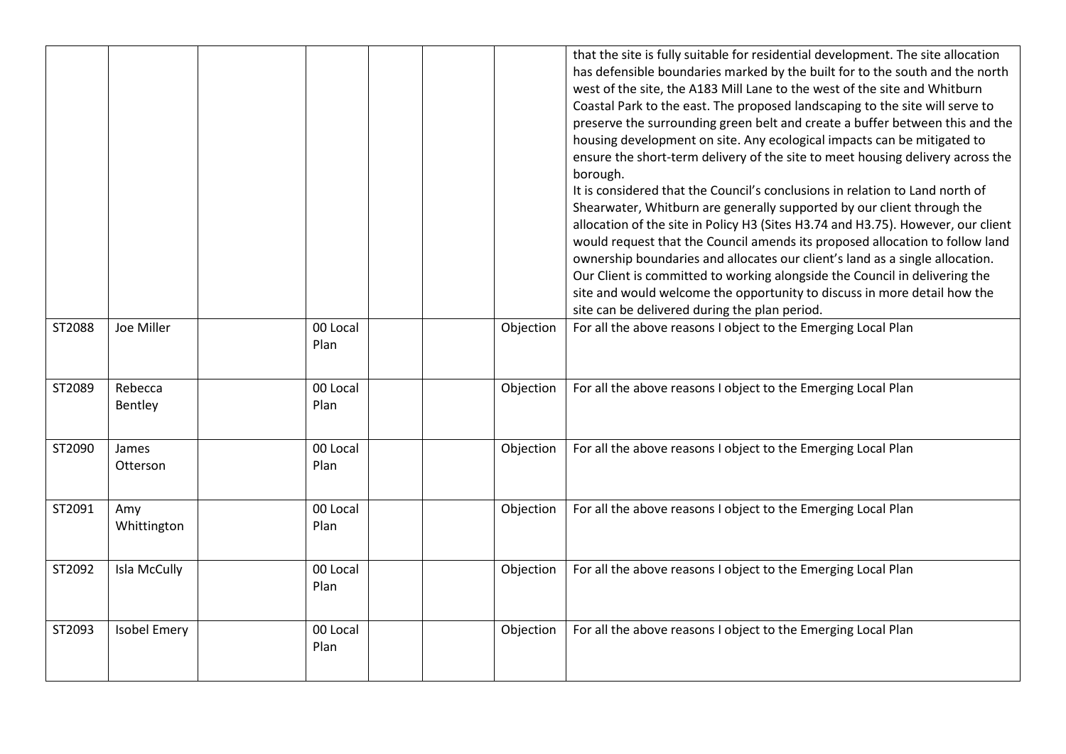| | | | | | | | |
|---|---|---|---|---|---|---|---|
| | | | | | | | that the site is fully suitable for residential development. The site allocation has defensible boundaries marked by the built for to the south and the north west of the site, the A183 Mill Lane to the west of the site and Whitburn Coastal Park to the east. The proposed landscaping to the site will serve to preserve the surrounding green belt and create a buffer between this and the housing development on site. Any ecological impacts can be mitigated to ensure the short-term delivery of the site to meet housing delivery across the borough.<br>It is considered that the Council's conclusions in relation to Land north of Shearwater, Whitburn are generally supported by our client through the allocation of the site in Policy H3 (Sites H3.74 and H3.75). However, our client would request that the Council amends its proposed allocation to follow land ownership boundaries and allocates our client's land as a single allocation. Our Client is committed to working alongside the Council in delivering the site and would welcome the opportunity to discuss in more detail how the site can be delivered during the plan period. |
| ST2088 | Joe Miller | | 00 Local Plan | | | Objection | For all the above reasons I object to the Emerging Local Plan |
| ST2089 | Rebecca Bentley | | 00 Local Plan | | | Objection | For all the above reasons I object to the Emerging Local Plan |
| ST2090 | James Otterson | | 00 Local Plan | | | Objection | For all the above reasons I object to the Emerging Local Plan |
| ST2091 | Amy Whittington | | 00 Local Plan | | | Objection | For all the above reasons I object to the Emerging Local Plan |
| ST2092 | Isla McCully | | 00 Local Plan | | | Objection | For all the above reasons I object to the Emerging Local Plan |
| ST2093 | Isobel Emery | | 00 Local Plan | | | Objection | For all the above reasons I object to the Emerging Local Plan |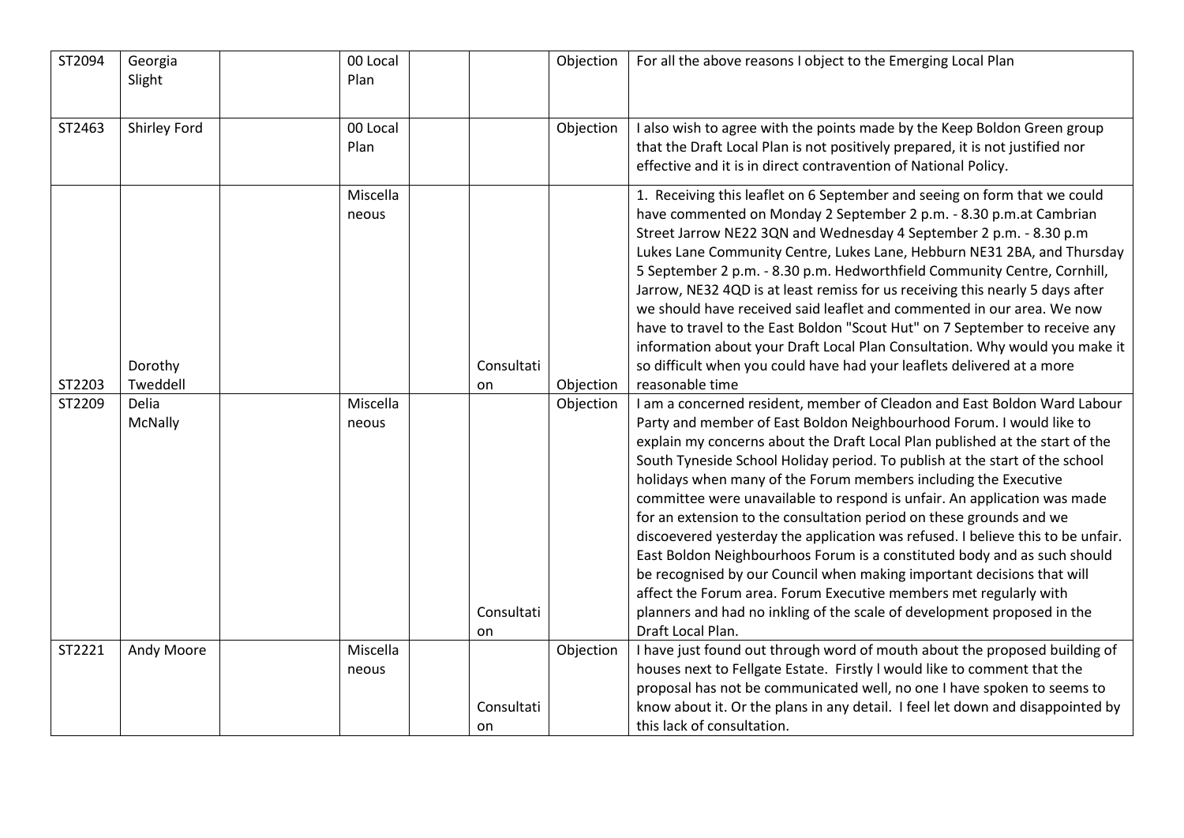| | | | | | | | |
|---|---|---|---|---|---|---|---|
| ST2094 | Georgia Slight | | 00 Local Plan | | | Objection | For all the above reasons I object to the Emerging Local Plan |
| ST2463 | Shirley Ford | | 00 Local Plan | | | Objection | I also wish to agree with the points made by the Keep Boldon Green group that the Draft Local Plan is not positively prepared, it is not justified nor effective and it is in direct contravention of National Policy. |
| ST2203 | Dorothy Tweddell | | Miscellaneous | | Consultation | Objection | 1. Receiving this leaflet on 6 September and seeing on form that we could have commented on Monday 2 September 2 p.m. - 8.30 p.m.at Cambrian Street Jarrow NE22 3QN and Wednesday 4 September 2 p.m. - 8.30 p.m Lukes Lane Community Centre, Lukes Lane, Hebburn NE31 2BA, and Thursday 5 September 2 p.m. - 8.30 p.m. Hedworthfield Community Centre, Cornhill, Jarrow, NE32 4QD is at least remiss for us receiving this nearly 5 days after we should have received said leaflet and commented in our area. We now have to travel to the East Boldon "Scout Hut" on 7 September to receive any information about your Draft Local Plan Consultation. Why would you make it so difficult when you could have had your leaflets delivered at a more reasonable time |
| ST2209 | Delia McNally | | Miscellaneous | | Consultation | Objection | I am a concerned resident, member of Cleadon and East Boldon Ward Labour Party and member of East Boldon Neighbourhood Forum. I would like to explain my concerns about the Draft Local Plan published at the start of the South Tyneside School Holiday period. To publish at the start of the school holidays when many of the Forum members including the Executive committee were unavailable to respond is unfair. An application was made for an extension to the consultation period on these grounds and we discoevered yesterday the application was refused. I believe this to be unfair. East Boldon Neighbourhoos Forum is a constituted body and as such should be recognised by our Council when making important decisions that will affect the Forum area. Forum Executive members met regularly with planners and had no inkling of the scale of development proposed in the Draft Local Plan. |
| ST2221 | Andy Moore | | Miscellaneous | | Consultation | Objection | I have just found out through word of mouth about the proposed building of houses next to Fellgate Estate. Firstly l would like to comment that the proposal has not be communicated well, no one I have spoken to seems to know about it. Or the plans in any detail. I feel let down and disappointed by this lack of consultation. |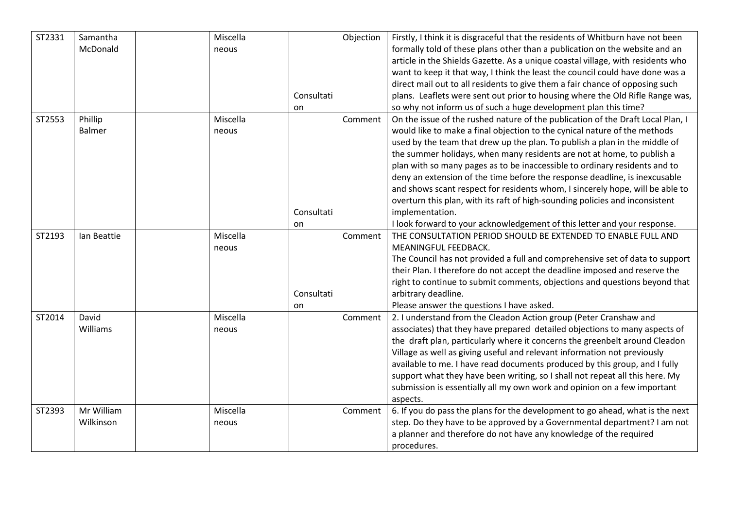| ST2331 | Samantha McDonald | | Miscellaneous | | Consultation | Objection | Firstly, I think it is disgraceful that the residents of Whitburn have not been formally told of these plans other than a publication on the website and an article in the Shields Gazette. As a unique coastal village, with residents who want to keep it that way, I think the least the council could have done was a direct mail out to all residents to give them a fair chance of opposing such plans. Leaflets were sent out prior to housing where the Old Rifle Range was, so why not inform us of such a huge development plan this time? |
|---|---|---|---|---|---|---|---|
| ST2553 | Phillip Balmer | | Miscellaneous | | Consultation | Comment | On the issue of the rushed nature of the publication of the Draft Local Plan, I would like to make a final objection to the cynical nature of the methods used by the team that drew up the plan. To publish a plan in the middle of the summer holidays, when many residents are not at home, to publish a plan with so many pages as to be inaccessible to ordinary residents and to deny an extension of the time before the response deadline, is inexcusable and shows scant respect for residents whom, I sincerely hope, will be able to overturn this plan, with its raft of high-sounding policies and inconsistent implementation.<br>I look forward to your acknowledgement of this letter and your response. |
| ST2193 | Ian Beattie | | Miscellaneous | | Consultation | Comment | THE CONSULTATION PERIOD SHOULD BE EXTENDED TO ENABLE FULL AND MEANINGFUL FEEDBACK.<br>The Council has not provided a full and comprehensive set of data to support their Plan. I therefore do not accept the deadline imposed and reserve the right to continue to submit comments, objections and questions beyond that arbitrary deadline.<br>Please answer the questions I have asked. |
| ST2014 | David Williams | | Miscellaneous | | | Comment | 2. I understand from the Cleadon Action group (Peter Cranshaw and associates) that they have prepared detailed objections to many aspects of the draft plan, particularly where it concerns the greenbelt around Cleadon Village as well as giving useful and relevant information not previously available to me. I have read documents produced by this group, and I fully support what they have been writing, so I shall not repeat all this here. My submission is essentially all my own work and opinion on a few important aspects. |
| ST2393 | Mr William Wilkinson | | Miscellaneous | | | Comment | 6. If you do pass the plans for the development to go ahead, what is the next step. Do they have to be approved by a Governmental department? I am not a planner and therefore do not have any knowledge of the required procedures. |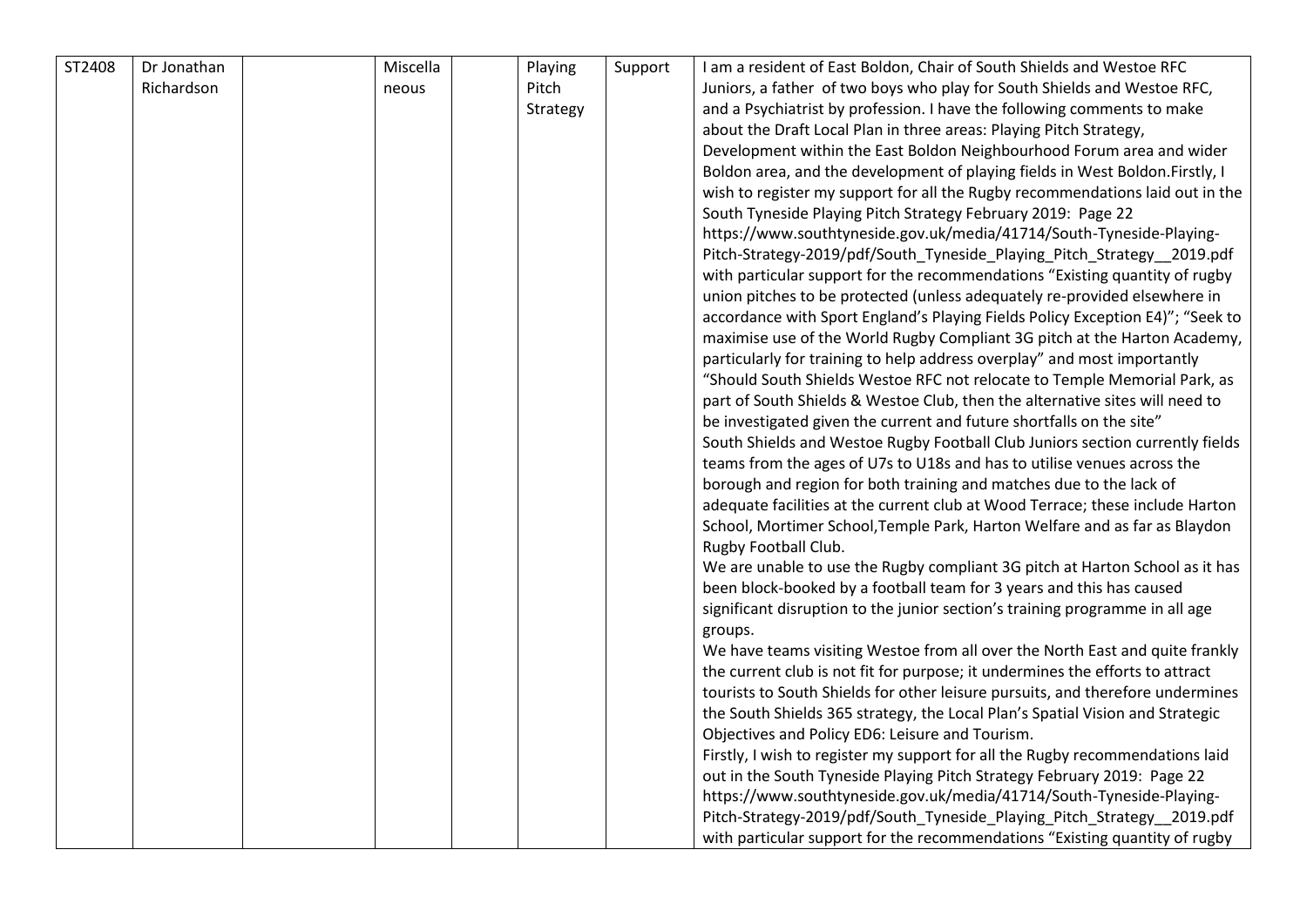| ST2408 | Dr Jonathan Richardson | | Miscellaneous | | Playing Pitch Strategy | Support | I am a resident of East Boldon, Chair of South Shields and Westoe RFC Juniors, a father of two boys who play for South Shields and Westoe RFC, and a Psychiatrist by profession. I have the following comments to make about the Draft Local Plan in three areas: Playing Pitch Strategy, Development within the East Boldon Neighbourhood Forum area and wider Boldon area, and the development of playing fields in West Boldon.Firstly, I wish to register my support for all the Rugby recommendations laid out in the South Tyneside Playing Pitch Strategy February 2019: Page 22 https://www.southtyneside.gov.uk/media/41714/South-Tyneside-Playing-Pitch-Strategy-2019/pdf/South_Tyneside_Playing_Pitch_Strategy__2019.pdf with particular support for the recommendations "Existing quantity of rugby union pitches to be protected (unless adequately re-provided elsewhere in accordance with Sport England's Playing Fields Policy Exception E4)"; "Seek to maximise use of the World Rugby Compliant 3G pitch at the Harton Academy, particularly for training to help address overplay" and most importantly "Should South Shields Westoe RFC not relocate to Temple Memorial Park, as part of South Shields & Westoe Club, then the alternative sites will need to be investigated given the current and future shortfalls on the site"<br>South Shields and Westoe Rugby Football Club Juniors section currently fields teams from the ages of U7s to U18s and has to utilise venues across the borough and region for both training and matches due to the lack of adequate facilities at the current club at Wood Terrace; these include Harton School, Mortimer School,Temple Park, Harton Welfare and as far as Blaydon Rugby Football Club.<br>We are unable to use the Rugby compliant 3G pitch at Harton School as it has been block-booked by a football team for 3 years and this has caused significant disruption to the junior section's training programme in all age groups.<br>We have teams visiting Westoe from all over the North East and quite frankly the current club is not fit for purpose; it undermines the efforts to attract tourists to South Shields for other leisure pursuits, and therefore undermines the South Shields 365 strategy, the Local Plan's Spatial Vision and Strategic Objectives and Policy ED6: Leisure and Tourism.<br>Firstly, I wish to register my support for all the Rugby recommendations laid out in the South Tyneside Playing Pitch Strategy February 2019: Page 22 https://www.southtyneside.gov.uk/media/41714/South-Tyneside-Playing-Pitch-Strategy-2019/pdf/South_Tyneside_Playing_Pitch_Strategy__2019.pdf with particular support for the recommendations "Existing quantity of rugby |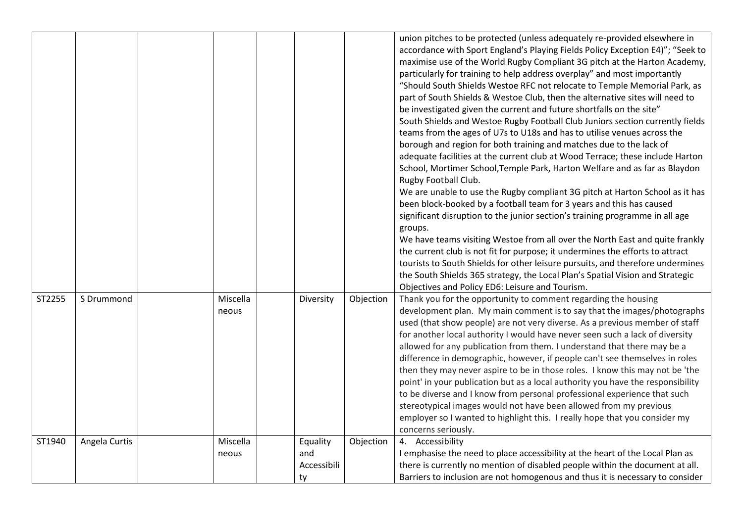| | | | | | | | |
|---|---|---|---|---|---|---|---|
| | | | | | | | union pitches to be protected (unless adequately re-provided elsewhere in accordance with Sport England's Playing Fields Policy Exception E4)"; "Seek to maximise use of the World Rugby Compliant 3G pitch at the Harton Academy, particularly for training to help address overplay" and most importantly "Should South Shields Westoe RFC not relocate to Temple Memorial Park, as part of South Shields & Westoe Club, then the alternative sites will need to be investigated given the current and future shortfalls on the site"<br>South Shields and Westoe Rugby Football Club Juniors section currently fields teams from the ages of U7s to U18s and has to utilise venues across the borough and region for both training and matches due to the lack of adequate facilities at the current club at Wood Terrace; these include Harton School, Mortimer School,Temple Park, Harton Welfare and as far as Blaydon Rugby Football Club.<br>We are unable to use the Rugby compliant 3G pitch at Harton School as it has been block-booked by a football team for 3 years and this has caused significant disruption to the junior section's training programme in all age groups.<br>We have teams visiting Westoe from all over the North East and quite frankly the current club is not fit for purpose; it undermines the efforts to attract tourists to South Shields for other leisure pursuits, and therefore undermines the South Shields 365 strategy, the Local Plan's Spatial Vision and Strategic Objectives and Policy ED6: Leisure and Tourism. |
| ST2255 | S Drummond | | Miscellaneous | | Diversity | Objection | Thank you for the opportunity to comment regarding the housing development plan. My main comment is to say that the images/photographs used (that show people) are not very diverse. As a previous member of staff for another local authority I would have never seen such a lack of diversity allowed for any publication from them. I understand that there may be a difference in demographic, however, if people can't see themselves in roles then they may never aspire to be in those roles. I know this may not be 'the point' in your publication but as a local authority you have the responsibility to be diverse and I know from personal professional experience that such stereotypical images would not have been allowed from my previous employer so I wanted to highlight this. I really hope that you consider my concerns seriously. |
| ST1940 | Angela Curtis | | Miscellaneous | | Equality and Accessibility | Objection | 4. Accessibility<br>I emphasise the need to place accessibility at the heart of the Local Plan as there is currently no mention of disabled people within the document at all. Barriers to inclusion are not homogenous and thus it is necessary to consider |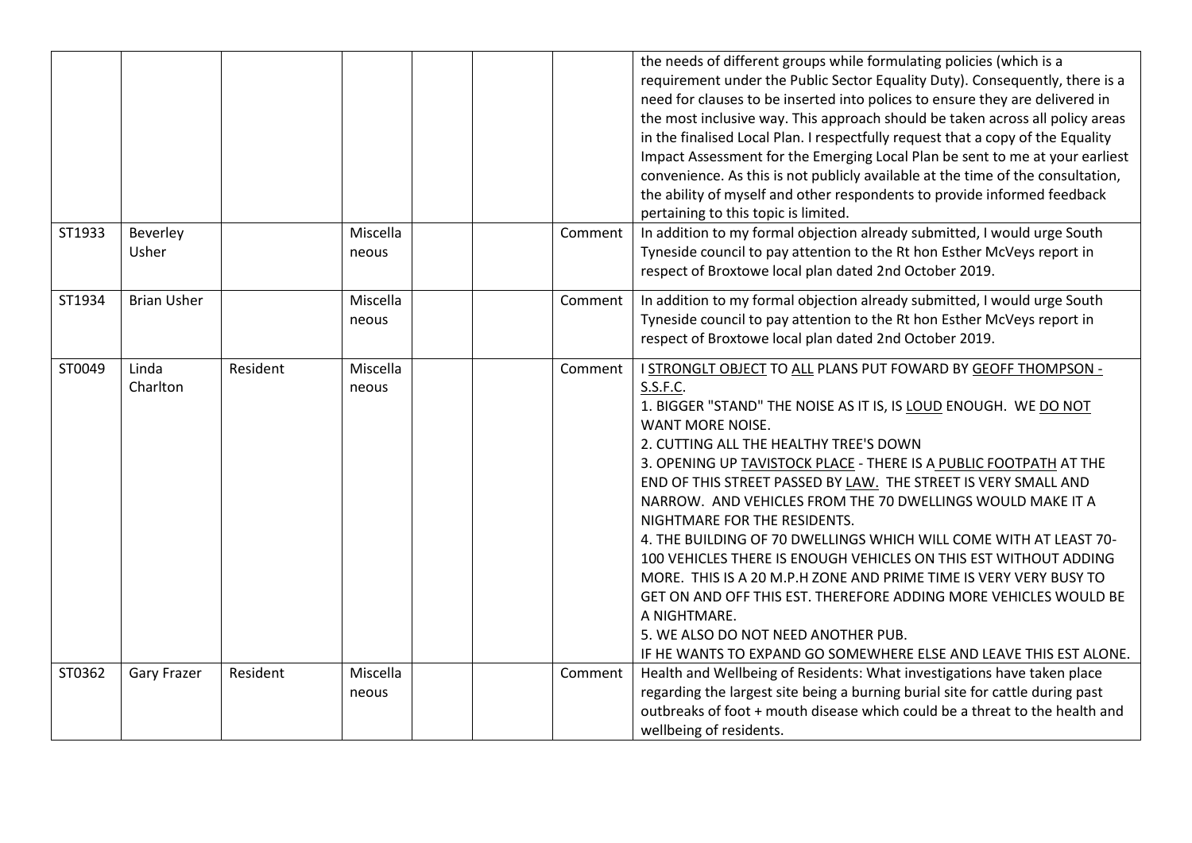|  |  |  |  |  |  |  |  |
|---|---|---|---|---|---|---|---|
|  |  |  |  |  |  |  | the needs of different groups while formulating policies (which is a requirement under the Public Sector Equality Duty). Consequently, there is a need for clauses to be inserted into polices to ensure they are delivered in the most inclusive way. This approach should be taken across all policy areas in the finalised Local Plan. I respectfully request that a copy of the Equality Impact Assessment for the Emerging Local Plan be sent to me at your earliest convenience. As this is not publicly available at the time of the consultation, the ability of myself and other respondents to provide informed feedback pertaining to this topic is limited. |
| ST1933 | Beverley Usher |  | Miscellaneous |  |  | Comment | In addition to my formal objection already submitted, I would urge South Tyneside council to pay attention to the Rt hon Esther McVeys report in respect of Broxtowe local plan dated 2nd October 2019. |
| ST1934 | Brian Usher |  | Miscellaneous |  |  | Comment | In addition to my formal objection already submitted, I would urge South Tyneside council to pay attention to the Rt hon Esther McVeys report in respect of Broxtowe local plan dated 2nd October 2019. |
| ST0049 | Linda Charlton | Resident | Miscellaneous |  |  | Comment | I STRONGLT OBJECT TO ALL PLANS PUT FOWARD BY GEOFF THOMPSON - S.S.F.C.<br>1. BIGGER "STAND" THE NOISE AS IT IS, IS LOUD ENOUGH. WE DO NOT WANT MORE NOISE.<br>2. CUTTING ALL THE HEALTHY TREE'S DOWN<br>3. OPENING UP TAVISTOCK PLACE - THERE IS A PUBLIC FOOTPATH AT THE END OF THIS STREET PASSED BY LAW. THE STREET IS VERY SMALL AND NARROW. AND VEHICLES FROM THE 70 DWELLINGS WOULD MAKE IT A NIGHTMARE FOR THE RESIDENTS.<br>4. THE BUILDING OF 70 DWELLINGS WHICH WILL COME WITH AT LEAST 70-100 VEHICLES THERE IS ENOUGH VEHICLES ON THIS EST WITHOUT ADDING MORE. THIS IS A 20 M.P.H ZONE AND PRIME TIME IS VERY VERY BUSY TO GET ON AND OFF THIS EST. THEREFORE ADDING MORE VEHICLES WOULD BE A NIGHTMARE.<br>5. WE ALSO DO NOT NEED ANOTHER PUB.<br>IF HE WANTS TO EXPAND GO SOMEWHERE ELSE AND LEAVE THIS EST ALONE. |
| ST0362 | Gary Frazer | Resident | Miscellaneous |  |  | Comment | Health and Wellbeing of Residents: What investigations have taken place regarding the largest site being a burning burial site for cattle during past outbreaks of foot + mouth disease which could be a threat to the health and wellbeing of residents. |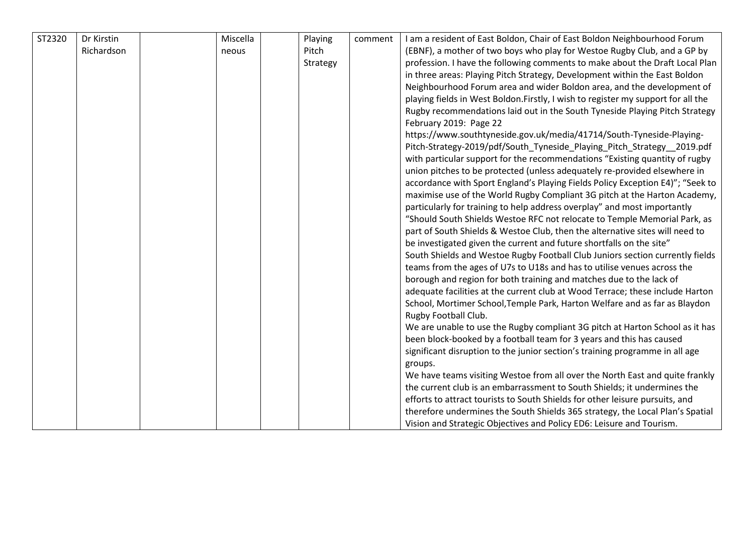| | | | | | | | |
|---|---|---|---|---|---|---|---|
| ST2320 | Dr Kirstin Richardson | | Miscellaneous | | Playing Pitch Strategy | comment | I am a resident of East Boldon, Chair of East Boldon Neighbourhood Forum (EBNF), a mother of two boys who play for Westoe Rugby Club, and a GP by profession. I have the following comments to make about the Draft Local Plan in three areas: Playing Pitch Strategy, Development within the East Boldon Neighbourhood Forum area and wider Boldon area, and the development of playing fields in West Boldon.Firstly, I wish to register my support for all the Rugby recommendations laid out in the South Tyneside Playing Pitch Strategy February 2019: Page 22 https://www.southtyneside.gov.uk/media/41714/South-Tyneside-Playing-Pitch-Strategy-2019/pdf/South_Tyneside_Playing_Pitch_Strategy__2019.pdf with particular support for the recommendations "Existing quantity of rugby union pitches to be protected (unless adequately re-provided elsewhere in accordance with Sport England's Playing Fields Policy Exception E4)"; "Seek to maximise use of the World Rugby Compliant 3G pitch at the Harton Academy, particularly for training to help address overplay" and most importantly "Should South Shields Westoe RFC not relocate to Temple Memorial Park, as part of South Shields & Westoe Club, then the alternative sites will need to be investigated given the current and future shortfalls on the site"<br>South Shields and Westoe Rugby Football Club Juniors section currently fields teams from the ages of U7s to U18s and has to utilise venues across the borough and region for both training and matches due to the lack of adequate facilities at the current club at Wood Terrace; these include Harton School, Mortimer School,Temple Park, Harton Welfare and as far as Blaydon Rugby Football Club.<br>We are unable to use the Rugby compliant 3G pitch at Harton School as it has been block-booked by a football team for 3 years and this has caused significant disruption to the junior section's training programme in all age groups.<br>We have teams visiting Westoe from all over the North East and quite frankly the current club is an embarrassment to South Shields; it undermines the efforts to attract tourists to South Shields for other leisure pursuits, and therefore undermines the South Shields 365 strategy, the Local Plan's Spatial Vision and Strategic Objectives and Policy ED6: Leisure and Tourism. |